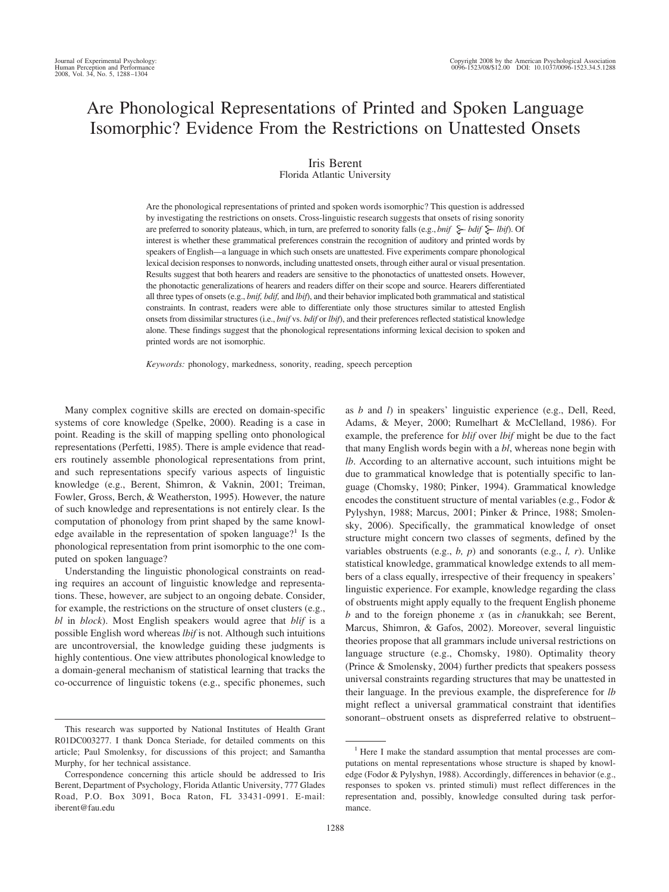# Are Phonological Representations of Printed and Spoken Language Isomorphic? Evidence From the Restrictions on Unattested Onsets

Iris Berent
Florida Atlantic University

Are the phonological representations of printed and spoken words isomorphic? This question is addressed by investigating the restrictions on onsets. Cross-linguistic research suggests that onsets of rising sonority are preferred to sonority plateaus, which, in turn, are preferred to sonority falls (e.g., *bnif* ≻ *bdif* ≻ *lbif*). Of interest is whether these grammatical preferences constrain the recognition of auditory and printed words by speakers of English—a language in which such onsets are unattested. Five experiments compare phonological lexical decision responses to nonwords, including unattested onsets, through either aural or visual presentation. Results suggest that both hearers and readers are sensitive to the phonotactics of unattested onsets. However, the phonotactic generalizations of hearers and readers differ on their scope and source. Hearers differentiated all three types of onsets (e.g., *bnif, bdif,* and *lbif*), and their behavior implicated both grammatical and statistical constraints. In contrast, readers were able to differentiate only those structures similar to attested English onsets from dissimilar structures (i.e., *bnif* vs. *bdif* or *lbif*), and their preferences reflected statistical knowledge alone. These findings suggest that the phonological representations informing lexical decision to spoken and printed words are not isomorphic.

*Keywords:* phonology, markedness, sonority, reading, speech perception

Many complex cognitive skills are erected on domain-specific systems of core knowledge (Spelke, 2000). Reading is a case in point. Reading is the skill of mapping spelling onto phonological representations (Perfetti, 1985). There is ample evidence that readers routinely assemble phonological representations from print, and such representations specify various aspects of linguistic knowledge (e.g., Berent, Shimron, & Vaknin, 2001; Treiman, Fowler, Gross, Berch, & Weatherston, 1995). However, the nature of such knowledge and representations is not entirely clear. Is the computation of phonology from print shaped by the same knowledge available in the representation of spoken language?[1] Is the phonological representation from print isomorphic to the one computed on spoken language?

Understanding the linguistic phonological constraints on reading requires an account of linguistic knowledge and representations. These, however, are subject to an ongoing debate. Consider, for example, the restrictions on the structure of onset clusters (e.g., *bl* in *block*). Most English speakers would agree that *blif* is a possible English word whereas *lbif* is not. Although such intuitions are uncontroversial, the knowledge guiding these judgments is highly contentious. One view attributes phonological knowledge to a domain-general mechanism of statistical learning that tracks the co-occurrence of linguistic tokens (e.g., specific phonemes, such as *b* and *l*) in speakers' linguistic experience (e.g., Dell, Reed, Adams, & Meyer, 2000; Rumelhart & McClelland, 1986). For example, the preference for *blif* over *lbif* might be due to the fact that many English words begin with a *bl*, whereas none begin with *lb*. According to an alternative account, such intuitions might be due to grammatical knowledge that is potentially specific to language (Chomsky, 1980; Pinker, 1994). Grammatical knowledge encodes the constituent structure of mental variables (e.g., Fodor & Pylyshyn, 1988; Marcus, 2001; Pinker & Prince, 1988; Smolensky, 2006). Specifically, the grammatical knowledge of onset structure might concern two classes of segments, defined by the variables obstruents (e.g., *b, p*) and sonorants (e.g., *l, r*). Unlike statistical knowledge, grammatical knowledge extends to all members of a class equally, irrespective of their frequency in speakers' linguistic experience. For example, knowledge regarding the class of obstruents might apply equally to the frequent English phoneme *b* and to the foreign phoneme *x* (as in *ch*anukkah; see Berent, Marcus, Shimron, & Gafos, 2002). Moreover, several linguistic theories propose that all grammars include universal restrictions on language structure (e.g., Chomsky, 1980). Optimality theory (Prince & Smolensky, 2004) further predicts that speakers possess universal constraints regarding structures that may be unattested in their language. In the previous example, the dispreference for *lb* might reflect a universal grammatical constraint that identifies sonorant–obstruent onsets as dispreferred relative to obstruent–

---

This research was supported by National Institutes of Health Grant R01DC003277. I thank Donca Steriade, for detailed comments on this article; Paul Smolensky, for discussions of this project; and Samantha Murphy, for her technical assistance.

Correspondence concerning this article should be addressed to Iris Berent, Department of Psychology, Florida Atlantic University, 777 Glades Road, P.O. Box 3091, Boca Raton, FL 33431-0991. E-mail: iberent@fau.edu

[1] Here I make the standard assumption that mental processes are computations on mental representations whose structure is shaped by knowledge (Fodor & Pylyshyn, 1988). Accordingly, differences in behavior (e.g., responses to spoken vs. printed stimuli) must reflect differences in the representation and, possibly, knowledge consulted during task performance.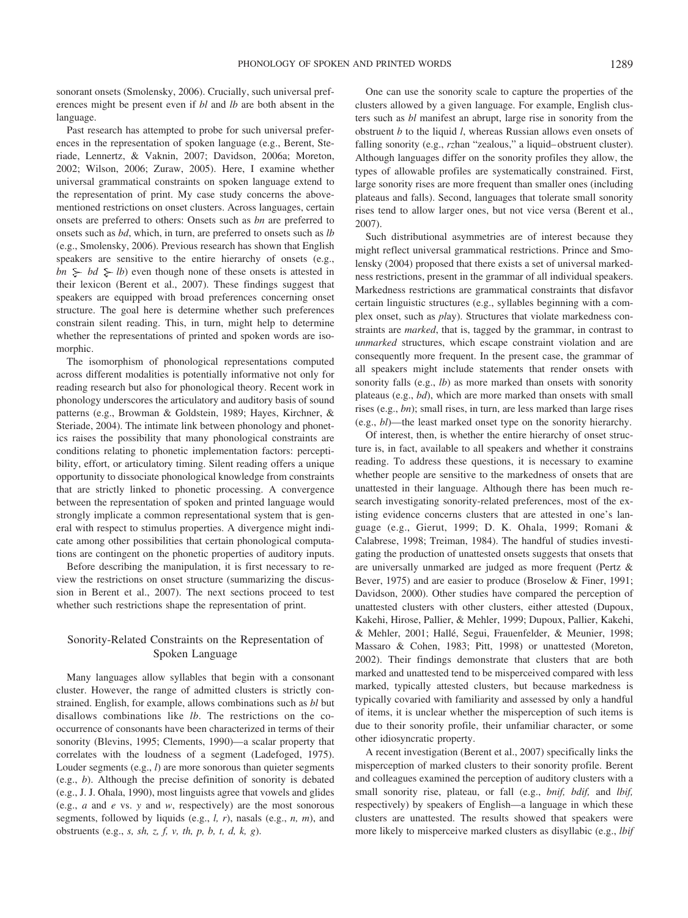sonorant onsets (Smolensky, 2006). Crucially, such universal preferences might be present even if *bl* and *lb* are both absent in the language.

Past research has attempted to probe for such universal preferences in the representation of spoken language (e.g., Berent, Steriade, Lennertz, & Vaknin, 2007; Davidson, 2006a; Moreton, 2002; Wilson, 2006; Zuraw, 2005). Here, I examine whether universal grammatical constraints on spoken language extend to the representation of print. My case study concerns the abovementioned restrictions on onset clusters. Across languages, certain onsets are preferred to others: Onsets such as *bn* are preferred to onsets such as *bd*, which, in turn, are preferred to onsets such as *lb* (e.g., Smolensky, 2006). Previous research has shown that English speakers are sensitive to the entire hierarchy of onsets (e.g., $bn \succ bd \succ lb$) even though none of these onsets is attested in their lexicon (Berent et al., 2007). These findings suggest that speakers are equipped with broad preferences concerning onset structure. The goal here is determine whether such preferences constrain silent reading. This, in turn, might help to determine whether the representations of printed and spoken words are isomorphic.

The isomorphism of phonological representations computed across different modalities is potentially informative not only for reading research but also for phonological theory. Recent work in phonology underscores the articulatory and auditory basis of sound patterns (e.g., Browman & Goldstein, 1989; Hayes, Kirchner, & Steriade, 2004). The intimate link between phonology and phonetics raises the possibility that many phonological constraints are conditions relating to phonetic implementation factors: perceptibility, effort, or articulatory timing. Silent reading offers a unique opportunity to dissociate phonological knowledge from constraints that are strictly linked to phonetic processing. A convergence between the representation of spoken and printed language would strongly implicate a common representational system that is general with respect to stimulus properties. A divergence might indicate among other possibilities that certain phonological computations are contingent on the phonetic properties of auditory inputs.

Before describing the manipulation, it is first necessary to review the restrictions on onset structure (summarizing the discussion in Berent et al., 2007). The next sections proceed to test whether such restrictions shape the representation of print.

## Sonority-Related Constraints on the Representation of Spoken Language

Many languages allow syllables that begin with a consonant cluster. However, the range of admitted clusters is strictly constrained. English, for example, allows combinations such as *bl* but disallows combinations like *lb*. The restrictions on the co-occurrence of consonants have been characterized in terms of their sonority (Blevins, 1995; Clements, 1990)—a scalar property that correlates with the loudness of a segment (Ladefoged, 1975). Louder segments (e.g., *l*) are more sonorous than quieter segments (e.g., *b*). Although the precise definition of sonority is debated (e.g., J. J. Ohala, 1990), most linguists agree that vowels and glides (e.g., *a* and *e* vs. *y* and *w*, respectively) are the most sonorous segments, followed by liquids (e.g., *l, r*), nasals (e.g., *n, m*), and obstruents (e.g., *s, sh, z, f, v, th, p, b, t, d, k, g*).

One can use the sonority scale to capture the properties of the clusters allowed by a given language. For example, English clusters such as *bl* manifest an abrupt, large rise in sonority from the obstruent *b* to the liquid *l*, whereas Russian allows even onsets of falling sonority (e.g., *rz*han "zealous," a liquid–obstruent cluster). Although languages differ on the sonority profiles they allow, the types of allowable profiles are systematically constrained. First, large sonority rises are more frequent than smaller ones (including plateaus and falls). Second, languages that tolerate small sonority rises tend to allow larger ones, but not vice versa (Berent et al., 2007).

Such distributional asymmetries are of interest because they might reflect universal grammatical restrictions. Prince and Smolensky (2004) proposed that there exists a set of universal markedness restrictions, present in the grammar of all individual speakers. Markedness restrictions are grammatical constraints that disfavor certain linguistic structures (e.g., syllables beginning with a complex onset, such as *pl*ay). Structures that violate markedness constraints are *marked*, that is, tagged by the grammar, in contrast to *unmarked* structures, which escape constraint violation and are consequently more frequent. In the present case, the grammar of all speakers might include statements that render onsets with sonority falls (e.g., *lb*) as more marked than onsets with sonority plateaus (e.g., *bd*), which are more marked than onsets with small rises (e.g., *bn*); small rises, in turn, are less marked than large rises (e.g., *bl*)—the least marked onset type on the sonority hierarchy.

Of interest, then, is whether the entire hierarchy of onset structure is, in fact, available to all speakers and whether it constrains reading. To address these questions, it is necessary to examine whether people are sensitive to the markedness of onsets that are unattested in their language. Although there has been much research investigating sonority-related preferences, most of the existing evidence concerns clusters that are attested in one's language (e.g., Gierut, 1999; D. K. Ohala, 1999; Romani & Calabrese, 1998; Treiman, 1984). The handful of studies investigating the production of unattested onsets suggests that onsets that are universally unmarked are judged as more frequent (Pertz & Bever, 1975) and are easier to produce (Broselow & Finer, 1991; Davidson, 2000). Other studies have compared the perception of unattested clusters with other clusters, either attested (Dupoux, Kakehi, Hirose, Pallier, & Mehler, 1999; Dupoux, Pallier, Kakehi, & Mehler, 2001; Hallé, Segui, Frauenfelder, & Meunier, 1998; Massaro & Cohen, 1983; Pitt, 1998) or unattested (Moreton, 2002). Their findings demonstrate that clusters that are both marked and unattested tend to be misperceived compared with less marked, typically attested clusters, but because markedness is typically covaried with familiarity and assessed by only a handful of items, it is unclear whether the misperception of such items is due to their sonority profile, their unfamiliar character, or some other idiosyncratic property.

A recent investigation (Berent et al., 2007) specifically links the misperception of marked clusters to their sonority profile. Berent and colleagues examined the perception of auditory clusters with a small sonority rise, plateau, or fall (e.g., *bnif, bdif,* and *lbif,* respectively) by speakers of English—a language in which these clusters are unattested. The results showed that speakers were more likely to misperceive marked clusters as disyllabic (e.g., *lbif*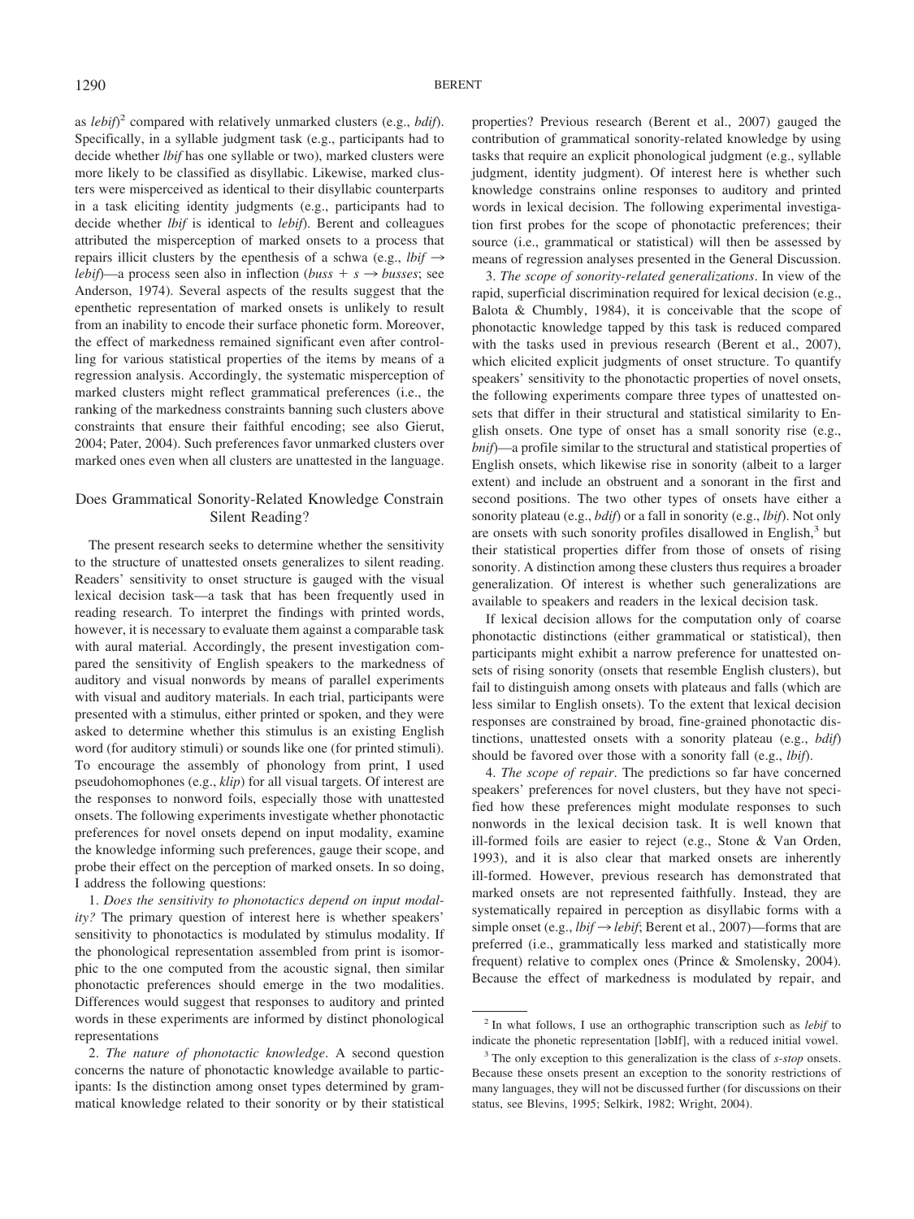as *lebif*)[2] compared with relatively unmarked clusters (e.g., *bdif*). Specifically, in a syllable judgment task (e.g., participants had to decide whether *lbif* has one syllable or two), marked clusters were more likely to be classified as disyllabic. Likewise, marked clusters were misperceived as identical to their disyllabic counterparts in a task eliciting identity judgments (e.g., participants had to decide whether *lbif* is identical to *lebif*). Berent and colleagues attributed the misperception of marked onsets to a process that repairs illicit clusters by the epenthesis of a schwa (e.g., *lbif* → *lebif*)—a process seen also in inflection (*buss* + *s* → *busses*; see Anderson, 1974). Several aspects of the results suggest that the epenthetic representation of marked onsets is unlikely to result from an inability to encode their surface phonetic form. Moreover, the effect of markedness remained significant even after controlling for various statistical properties of the items by means of a regression analysis. Accordingly, the systematic misperception of marked clusters might reflect grammatical preferences (i.e., the ranking of the markedness constraints banning such clusters above constraints that ensure their faithful encoding; see also Gierut, 2004; Pater, 2004). Such preferences favor unmarked clusters over marked ones even when all clusters are unattested in the language.

## Does Grammatical Sonority-Related Knowledge Constrain Silent Reading?

The present research seeks to determine whether the sensitivity to the structure of unattested onsets generalizes to silent reading. Readers' sensitivity to onset structure is gauged with the visual lexical decision task—a task that has been frequently used in reading research. To interpret the findings with printed words, however, it is necessary to evaluate them against a comparable task with aural material. Accordingly, the present investigation compared the sensitivity of English speakers to the markedness of auditory and visual nonwords by means of parallel experiments with visual and auditory materials. In each trial, participants were presented with a stimulus, either printed or spoken, and they were asked to determine whether this stimulus is an existing English word (for auditory stimuli) or sounds like one (for printed stimuli). To encourage the assembly of phonology from print, I used pseudohomophones (e.g., *klip*) for all visual targets. Of interest are the responses to nonword foils, especially those with unattested onsets. The following experiments investigate whether phonotactic preferences for novel onsets depend on input modality, examine the knowledge informing such preferences, gauge their scope, and probe their effect on the perception of marked onsets. In so doing, I address the following questions:

1. *Does the sensitivity to phonotactics depend on input modality?* The primary question of interest here is whether speakers' sensitivity to phonotactics is modulated by stimulus modality. If the phonological representation assembled from print is isomorphic to the one computed from the acoustic signal, then similar phonotactic preferences should emerge in the two modalities. Differences would suggest that responses to auditory and printed words in these experiments are informed by distinct phonological representations

2. *The nature of phonotactic knowledge*. A second question concerns the nature of phonotactic knowledge available to participants: Is the distinction among onset types determined by grammatical knowledge related to their sonority or by their statistical properties? Previous research (Berent et al., 2007) gauged the contribution of grammatical sonority-related knowledge by using tasks that require an explicit phonological judgment (e.g., syllable judgment, identity judgment). Of interest here is whether such knowledge constrains online responses to auditory and printed words in lexical decision. The following experimental investigation first probes for the scope of phonotactic preferences; their source (i.e., grammatical or statistical) will then be assessed by means of regression analyses presented in the General Discussion.

3. *The scope of sonority-related generalizations*. In view of the rapid, superficial discrimination required for lexical decision (e.g., Balota & Chumbly, 1984), it is conceivable that the scope of phonotactic knowledge tapped by this task is reduced compared with the tasks used in previous research (Berent et al., 2007), which elicited explicit judgments of onset structure. To quantify speakers' sensitivity to the phonotactic properties of novel onsets, the following experiments compare three types of unattested onsets that differ in their structural and statistical similarity to English onsets. One type of onset has a small sonority rise (e.g., *bnif*)—a profile similar to the structural and statistical properties of English onsets, which likewise rise in sonority (albeit to a larger extent) and include an obstruent and a sonorant in the first and second positions. The two other types of onsets have either a sonority plateau (e.g., *bdif*) or a fall in sonority (e.g., *lbif*). Not only are onsets with such sonority profiles disallowed in English,[3] but their statistical properties differ from those of onsets of rising sonority. A distinction among these clusters thus requires a broader generalization. Of interest is whether such generalizations are available to speakers and readers in the lexical decision task.

If lexical decision allows for the computation only of coarse phonotactic distinctions (either grammatical or statistical), then participants might exhibit a narrow preference for unattested onsets of rising sonority (onsets that resemble English clusters), but fail to distinguish among onsets with plateaus and falls (which are less similar to English onsets). To the extent that lexical decision responses are constrained by broad, fine-grained phonotactic distinctions, unattested onsets with a sonority plateau (e.g., *bdif*) should be favored over those with a sonority fall (e.g., *lbif*).

4. *The scope of repair*. The predictions so far have concerned speakers' preferences for novel clusters, but they have not specified how these preferences might modulate responses to such nonwords in the lexical decision task. It is well known that ill-formed foils are easier to reject (e.g., Stone & Van Orden, 1993), and it is also clear that marked onsets are inherently ill-formed. However, previous research has demonstrated that marked onsets are not represented faithfully. Instead, they are systematically repaired in perception as disyllabic forms with a simple onset (e.g., *lbif* → *lebif*; Berent et al., 2007)—forms that are preferred (i.e., grammatically less marked and statistically more frequent) relative to complex ones (Prince & Smolensky, 2004). Because the effect of markedness is modulated by repair, and

[2] In what follows, I use an orthographic transcription such as *lebif* to indicate the phonetic representation [ləbIf], with a reduced initial vowel.

[3] The only exception to this generalization is the class of *s-stop* onsets. Because these onsets present an exception to the sonority restrictions of many languages, they will not be discussed further (for discussions on their status, see Blevins, 1995; Selkirk, 1982; Wright, 2004).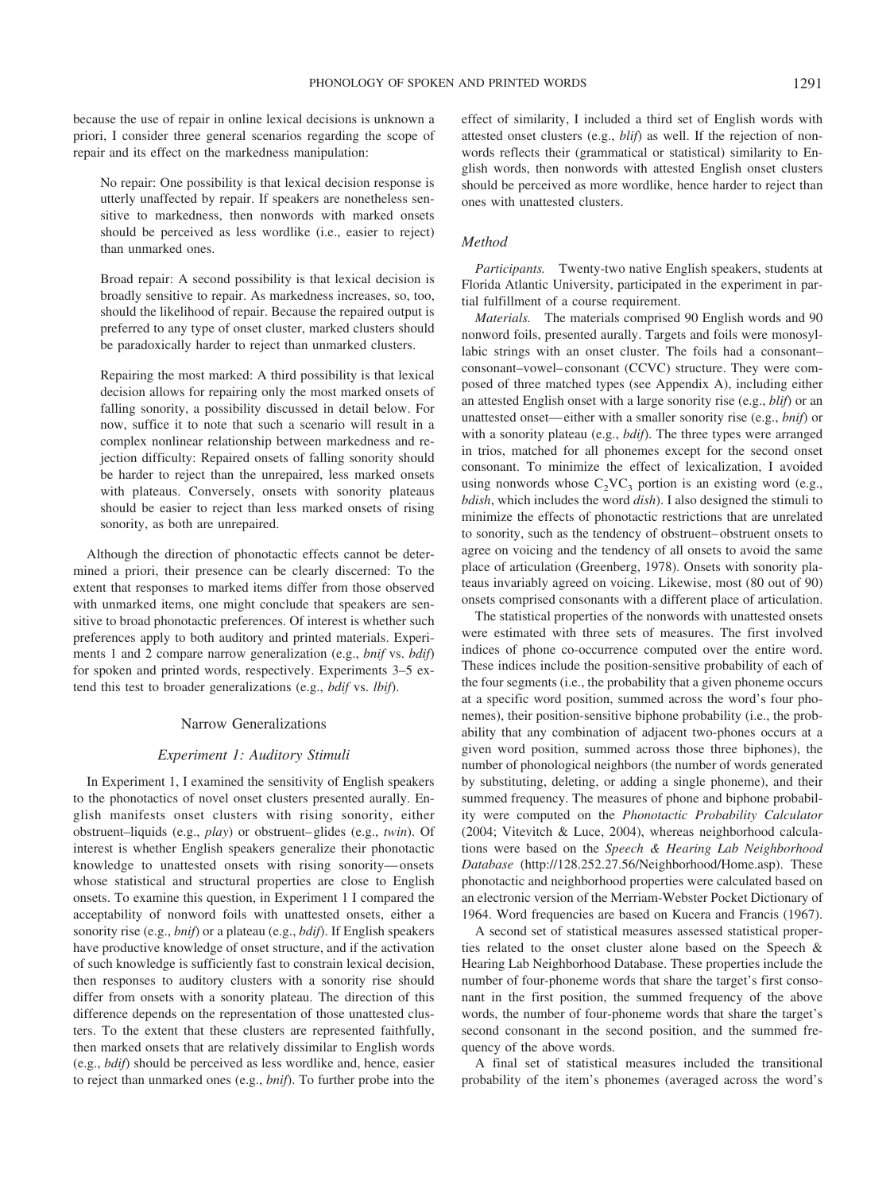because the use of repair in online lexical decisions is unknown a priori, I consider three general scenarios regarding the scope of repair and its effect on the markedness manipulation:

> No repair: One possibility is that lexical decision response is utterly unaffected by repair. If speakers are nonetheless sensitive to markedness, then nonwords with marked onsets should be perceived as less wordlike (i.e., easier to reject) than unmarked ones.
>
> Broad repair: A second possibility is that lexical decision is broadly sensitive to repair. As markedness increases, so, too, should the likelihood of repair. Because the repaired output is preferred to any type of onset cluster, marked clusters should be paradoxically harder to reject than unmarked clusters.
>
> Repairing the most marked: A third possibility is that lexical decision allows for repairing only the most marked onsets of falling sonority, a possibility discussed in detail below. For now, suffice it to note that such a scenario will result in a complex nonlinear relationship between markedness and rejection difficulty: Repaired onsets of falling sonority should be harder to reject than the unrepaired, less marked onsets with plateaus. Conversely, onsets with sonority plateaus should be easier to reject than less marked onsets of rising sonority, as both are unrepaired.

Although the direction of phonotactic effects cannot be determined a priori, their presence can be clearly discerned: To the extent that responses to marked items differ from those observed with unmarked items, one might conclude that speakers are sensitive to broad phonotactic preferences. Of interest is whether such preferences apply to both auditory and printed materials. Experiments 1 and 2 compare narrow generalization (e.g., *bnif* vs. *bdif*) for spoken and printed words, respectively. Experiments 3–5 extend this test to broader generalizations (e.g., *bdif* vs. *lbif*).

## Narrow Generalizations

### Experiment 1: Auditory Stimuli

In Experiment 1, I examined the sensitivity of English speakers to the phonotactics of novel onset clusters presented aurally. English manifests onset clusters with rising sonority, either obstruent–liquids (e.g., *play*) or obstruent–glides (e.g., *twin*). Of interest is whether English speakers generalize their phonotactic knowledge to unattested onsets with rising sonority—onsets whose statistical and structural properties are close to English onsets. To examine this question, in Experiment 1 I compared the acceptability of nonword foils with unattested onsets, either a sonority rise (e.g., *bnif*) or a plateau (e.g., *bdif*). If English speakers have productive knowledge of onset structure, and if the activation of such knowledge is sufficiently fast to constrain lexical decision, then responses to auditory clusters with a sonority rise should differ from onsets with a sonority plateau. The direction of this difference depends on the representation of those unattested clusters. To the extent that these clusters are represented faithfully, then marked onsets that are relatively dissimilar to English words (e.g., *bdif*) should be perceived as less wordlike and, hence, easier to reject than unmarked ones (e.g., *bnif*). To further probe into the effect of similarity, I included a third set of English words with attested onset clusters (e.g., *blif*) as well. If the rejection of nonwords reflects their (grammatical or statistical) similarity to English words, then nonwords with attested English onset clusters should be perceived as more wordlike, hence harder to reject than ones with unattested clusters.

### Method

*Participants.* Twenty-two native English speakers, students at Florida Atlantic University, participated in the experiment in partial fulfillment of a course requirement.

*Materials.* The materials comprised 90 English words and 90 nonword foils, presented aurally. Targets and foils were monosyllabic strings with an onset cluster. The foils had a consonant–consonant–vowel–consonant (CCVC) structure. They were composed of three matched types (see Appendix A), including either an attested English onset with a large sonority rise (e.g., *blif*) or an unattested onset—either with a smaller sonority rise (e.g., *bnif*) or with a sonority plateau (e.g., *bdif*). The three types were arranged in trios, matched for all phonemes except for the second onset consonant. To minimize the effect of lexicalization, I avoided using nonwords whose $C_2VC_3$ portion is an existing word (e.g., *bdish*, which includes the word *dish*). I also designed the stimuli to minimize the effects of phonotactic restrictions that are unrelated to sonority, such as the tendency of obstruent–obstruent onsets to agree on voicing and the tendency of all onsets to avoid the same place of articulation (Greenberg, 1978). Onsets with sonority plateaus invariably agreed on voicing. Likewise, most (80 out of 90) onsets comprised consonants with a different place of articulation.

The statistical properties of the nonwords with unattested onsets were estimated with three sets of measures. The first involved indices of phone co-occurrence computed over the entire word. These indices include the position-sensitive probability of each of the four segments (i.e., the probability that a given phoneme occurs at a specific word position, summed across the word's four phonemes), their position-sensitive biphone probability (i.e., the probability that any combination of adjacent two-phones occurs at a given word position, summed across those three biphones), the number of phonological neighbors (the number of words generated by substituting, deleting, or adding a single phoneme), and their summed frequency. The measures of phone and biphone probability were computed on the *Phonotactic Probability Calculator* (2004; Vitevitch & Luce, 2004), whereas neighborhood calculations were based on the *Speech & Hearing Lab Neighborhood Database* (http://128.252.27.56/Neighborhood/Home.asp). These phonotactic and neighborhood properties were calculated based on an electronic version of the Merriam-Webster Pocket Dictionary of 1964. Word frequencies are based on Kucera and Francis (1967).

A second set of statistical measures assessed statistical properties related to the onset cluster alone based on the Speech & Hearing Lab Neighborhood Database. These properties include the number of four-phoneme words that share the target's first consonant in the first position, the summed frequency of the above words, the number of four-phoneme words that share the target's second consonant in the second position, and the summed frequency of the above words.

A final set of statistical measures included the transitional probability of the item's phonemes (averaged across the word's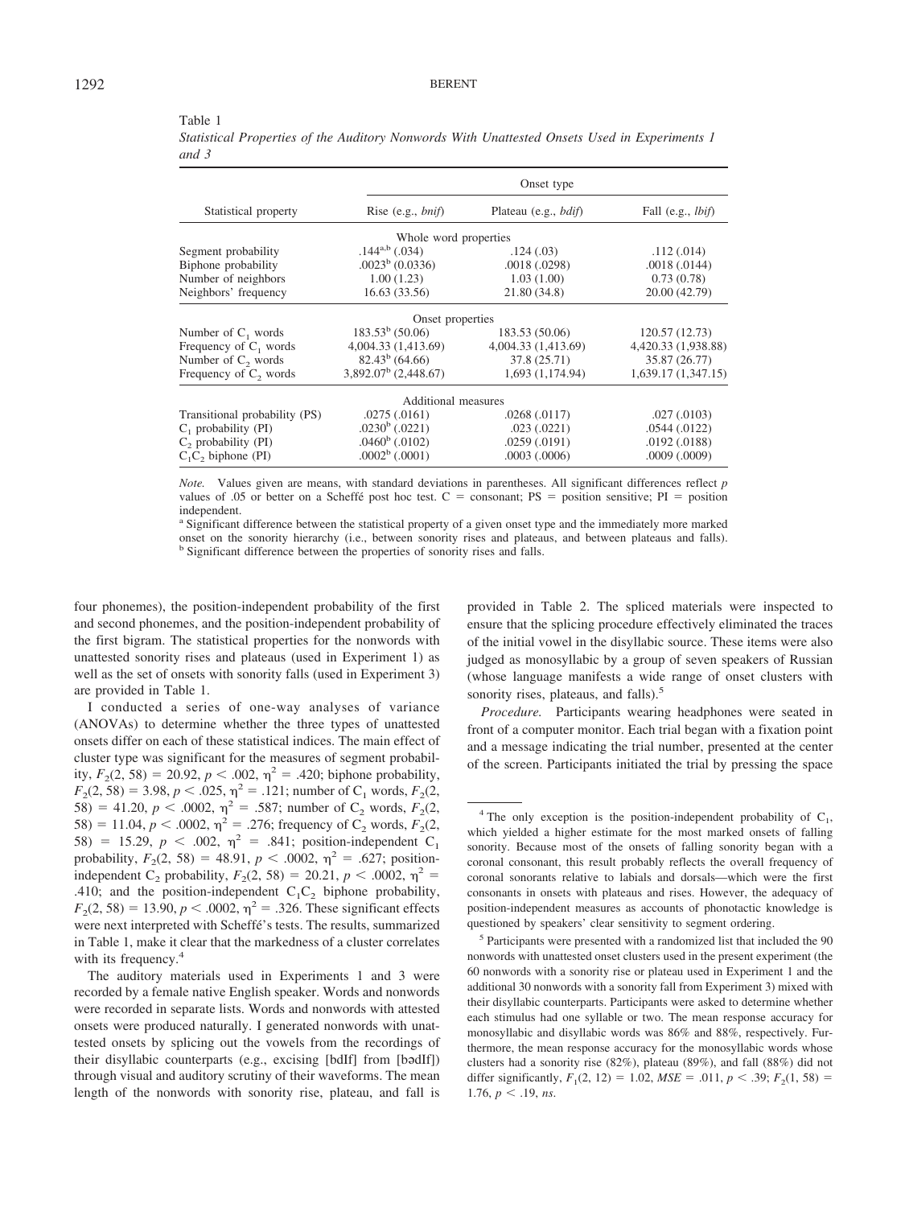Table 1
*Statistical Properties of the Auditory Nonwords With Unattested Onsets Used in Experiments 1 and 3*

| Statistical property | Onset type | | |
|---|---|---|---|
| | Rise (e.g., *bnif*) | Plateau (e.g., *bdif*) | Fall (e.g., *lbif*) |
| | Whole word properties | | |
| Segment probability | .144[a,b] (.034) | .124 (.03) | .112 (.014) |
| Biphone probability | .0023[b] (0.0336) | .0018 (.0298) | .0018 (.0144) |
| Number of neighbors | 1.00 (1.23) | 1.03 (1.00) | 0.73 (0.78) |
| Neighbors' frequency | 16.63 (33.56) | 21.80 (34.8) | 20.00 (42.79) |
| | Onset properties | | |
| Number of $C_1$ words | 183.53[b] (50.06) | 183.53 (50.06) | 120.57 (12.73) |
| Frequency of $C_1$ words | 4,004.33 (1,413.69) | 4,004.33 (1,413.69) | 4,420.33 (1,938.88) |
| Number of $C_2$ words | 82.43[b] (64.66) | 37.8 (25.71) | 35.87 (26.77) |
| Frequency of $C_2$ words | 3,892.07[b] (2,448.67) | 1,693 (1,174.94) | 1,639.17 (1,347.15) |
| | Additional measures | | |
| Transitional probability (PS) | .0275 (.0161) | .0268 (.0117) | .027 (.0103) |
| $C_1$ probability (PI) | .0230[b] (.0221) | .023 (.0221) | .0544 (.0122) |
| $C_2$ probability (PI) | .0460[b] (.0102) | .0259 (.0191) | .0192 (.0188) |
| $C_1C_2$ biphone (PI) | .0002[b] (.0001) | .0003 (.0006) | .0009 (.0009) |

*Note.* Values given are means, with standard deviations in parentheses. All significant differences reflect *p* values of .05 or better on a Scheffé post hoc test. C = consonant; PS = position sensitive; PI = position independent.
[a] Significant difference between the statistical property of a given onset type and the immediately more marked onset on the sonority hierarchy (i.e., between sonority rises and plateaus, and between plateaus and falls).
[b] Significant difference between the properties of sonority rises and falls.

four phonemes), the position-independent probability of the first and second phonemes, and the position-independent probability of the first bigram. The statistical properties for the nonwords with unattested sonority rises and plateaus (used in Experiment 1) as well as the set of onsets with sonority falls (used in Experiment 3) are provided in Table 1.

I conducted a series of one-way analyses of variance (ANOVAs) to determine whether the three types of unattested onsets differ on each of these statistical indices. The main effect of cluster type was significant for the measures of segment probability, $F_2(2, 58) = 20.92$, $p < .002$, $\eta^2 = .420$; biphone probability, $F_2(2, 58) = 3.98$, $p < .025$, $\eta^2 = .121$; number of $C_1$ words, $F_2(2, 58) = 41.20$, $p < .0002$, $\eta^2 = .587$; number of $C_2$ words, $F_2(2, 58) = 11.04$, $p < .0002$, $\eta^2 = .276$; frequency of $C_2$ words, $F_2(2, 58) = 15.29$, $p < .002$, $\eta^2 = .841$; position-independent $C_1$ probability, $F_2(2, 58) = 48.91$, $p < .0002$, $\eta^2 = .627$; position-independent $C_2$ probability, $F_2(2, 58) = 20.21$, $p < .0002$, $\eta^2 = .410$; and the position-independent $C_1C_2$ biphone probability, $F_2(2, 58) = 13.90$, $p < .0002$, $\eta^2 = .326$. These significant effects were next interpreted with Scheffé's tests. The results, summarized in Table 1, make it clear that the markedness of a cluster correlates with its frequency.[4]

The auditory materials used in Experiments 1 and 3 were recorded by a female native English speaker. Words and nonwords were recorded in separate lists. Words and nonwords with attested onsets were produced naturally. I generated nonwords with unattested onsets by splicing out the vowels from the recordings of their disyllabic counterparts (e.g., excising [bdIf] from [bədIf]) through visual and auditory scrutiny of their waveforms. The mean length of the nonwords with sonority rise, plateau, and fall is provided in Table 2. The spliced materials were inspected to ensure that the splicing procedure effectively eliminated the traces of the initial vowel in the disyllabic source. These items were also judged as monosyllabic by a group of seven speakers of Russian (whose language manifests a wide range of onset clusters with sonority rises, plateaus, and falls).[5]

*Procedure.* Participants wearing headphones were seated in front of a computer monitor. Each trial began with a fixation point and a message indicating the trial number, presented at the center of the screen. Participants initiated the trial by pressing the space

---

[4] The only exception is the position-independent probability of $C_1$, which yielded a higher estimate for the most marked onsets of falling sonority. Because most of the onsets of falling sonority began with a coronal consonant, this result probably reflects the overall frequency of coronal sonorants relative to labials and dorsals—which were the first consonants in onsets with plateaus and rises. However, the adequacy of position-independent measures as accounts of phonotactic knowledge is questioned by speakers' clear sensitivity to segment ordering.

[5] Participants were presented with a randomized list that included the 90 nonwords with unattested onset clusters used in the present experiment (the 60 nonwords with a sonority rise or plateau used in Experiment 1 and the additional 30 nonwords with a sonority fall from Experiment 3) mixed with their disyllabic counterparts. Participants were asked to determine whether each stimulus had one syllable or two. The mean response accuracy for monosyllabic and disyllabic words was 86% and 88%, respectively. Furthermore, the mean response accuracy for the monosyllabic words whose clusters had a sonority rise (82%), plateau (89%), and fall (88%) did not differ significantly, $F_1(2, 12) = 1.02$, $MSE = .011$, $p < .39$; $F_2(1, 58) = 1.76$, $p < .19$, *ns*.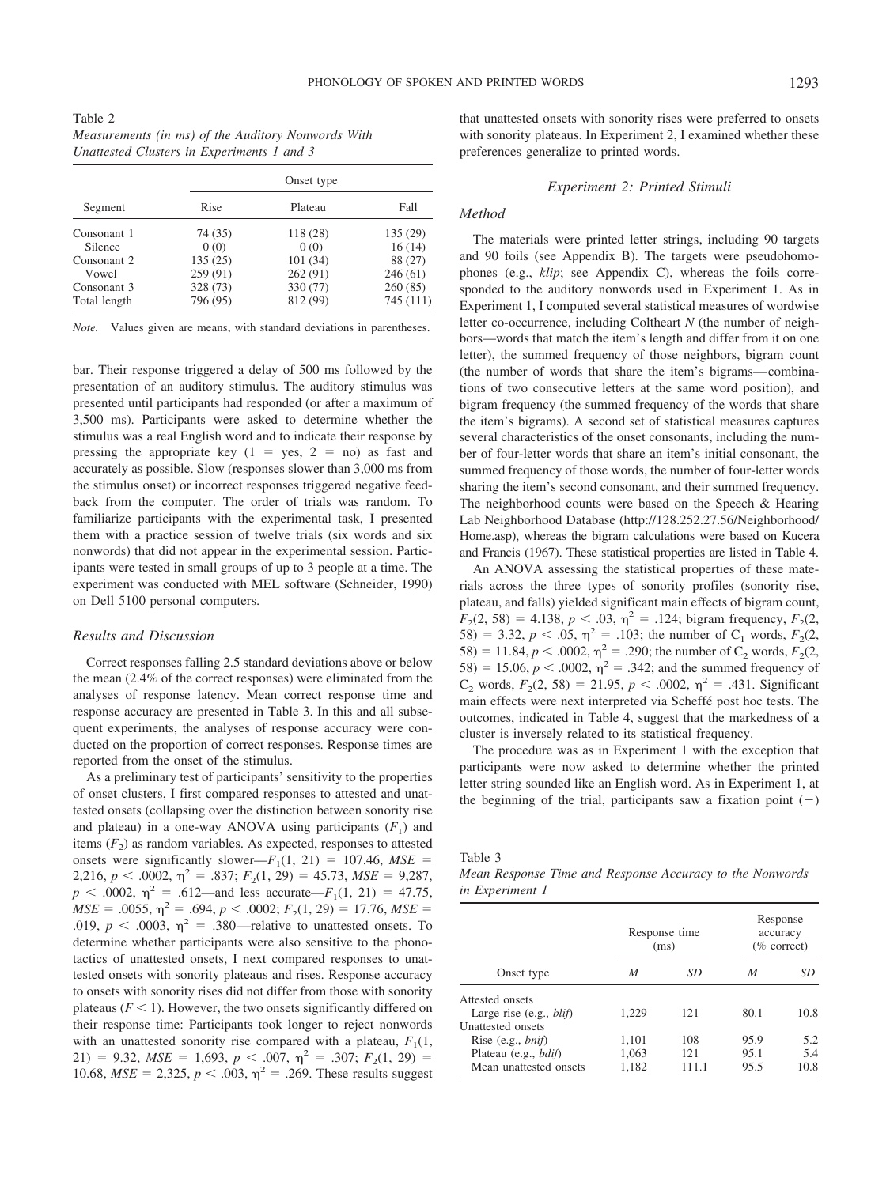Table 2
*Measurements (in ms) of the Auditory Nonwords With Unattested Clusters in Experiments 1 and 3*

| Segment | Onset type | | |
|---|---|---|---|
| | Rise | Plateau | Fall |
| Consonant 1 | 74 (35) | 118 (28) | 135 (29) |
| Silence | 0 (0) | 0 (0) | 16 (14) |
| Consonant 2 | 135 (25) | 101 (34) | 88 (27) |
| Vowel | 259 (91) | 262 (91) | 246 (61) |
| Consonant 3 | 328 (73) | 330 (77) | 260 (85) |
| Total length | 796 (95) | 812 (99) | 745 (111) |

*Note.* Values given are means, with standard deviations in parentheses.

bar. Their response triggered a delay of 500 ms followed by the presentation of an auditory stimulus. The auditory stimulus was presented until participants had responded (or after a maximum of 3,500 ms). Participants were asked to determine whether the stimulus was a real English word and to indicate their response by pressing the appropriate key (1 = yes, 2 = no) as fast and accurately as possible. Slow (responses slower than 3,000 ms from the stimulus onset) or incorrect responses triggered negative feedback from the computer. The order of trials was random. To familiarize participants with the experimental task, I presented them with a practice session of twelve trials (six words and six nonwords) that did not appear in the experimental session. Participants were tested in small groups of up to 3 people at a time. The experiment was conducted with MEL software (Schneider, 1990) on Dell 5100 personal computers.

### Results and Discussion

Correct responses falling 2.5 standard deviations above or below the mean (2.4% of the correct responses) were eliminated from the analyses of response latency. Mean correct response time and response accuracy are presented in Table 3. In this and all subsequent experiments, the analyses of response accuracy were conducted on the proportion of correct responses. Response times are reported from the onset of the stimulus.

As a preliminary test of participants' sensitivity to the properties of onset clusters, I first compared responses to attested and unattested onsets (collapsing over the distinction between sonority rise and plateau) in a one-way ANOVA using participants ($F_1$) and items ($F_2$) as random variables. As expected, responses to attested onsets were significantly slower—$F_1(1, 21) = 107.46$, $MSE = 2{,}216$, $p < .0002$, $\eta^2 = .837$; $F_2(1, 29) = 45.73$, $MSE = 9{,}287$, $p < .0002$, $\eta^2 = .612$—and less accurate—$F_1(1, 21) = 47.75$, $MSE = .0055$, $\eta^2 = .694$, $p < .0002$; $F_2(1, 29) = 17.76$, $MSE = .019$, $p < .0003$, $\eta^2 = .380$—relative to unattested onsets. To determine whether participants were also sensitive to the phonotactics of unattested onsets, I next compared responses to unattested onsets with sonority plateaus and rises. Response accuracy to onsets with sonority rises did not differ from those with sonority plateaus ($F < 1$). However, the two onsets significantly differed on their response time: Participants took longer to reject nonwords with an unattested sonority rise compared with a plateau, $F_1(1, 21) = 9.32$, $MSE = 1{,}693$, $p < .007$, $\eta^2 = .307$; $F_2(1, 29) = 10.68$, $MSE = 2{,}325$, $p < .003$, $\eta^2 = .269$. These results suggest that unattested onsets with sonority rises were preferred to onsets with sonority plateaus. In Experiment 2, I examined whether these preferences generalize to printed words.

## Experiment 2: Printed Stimuli

### Method

The materials were printed letter strings, including 90 targets and 90 foils (see Appendix B). The targets were pseudohomophones (e.g., *klip*; see Appendix C), whereas the foils corresponded to the auditory nonwords used in Experiment 1. As in Experiment 1, I computed several statistical measures of wordwise letter co-occurrence, including Coltheart *N* (the number of neighbors—words that match the item's length and differ from it on one letter), the summed frequency of those neighbors, bigram count (the number of words that share the item's bigrams—combinations of two consecutive letters at the same word position), and bigram frequency (the summed frequency of the words that share the item's bigrams). A second set of statistical measures captures several characteristics of the onset consonants, including the number of four-letter words that share an item's initial consonant, the summed frequency of those words, the number of four-letter words sharing the item's second consonant, and their summed frequency. The neighborhood counts were based on the Speech & Hearing Lab Neighborhood Database (http://128.252.27.56/Neighborhood/Home.asp), whereas the bigram calculations were based on Kucera and Francis (1967). These statistical properties are listed in Table 4.

An ANOVA assessing the statistical properties of these materials across the three types of sonority profiles (sonority rise, plateau, and falls) yielded significant main effects of bigram count, $F_2(2, 58) = 4.138$, $p < .03$, $\eta^2 = .124$; bigram frequency, $F_2(2, 58) = 3.32$, $p < .05$, $\eta^2 = .103$; the number of $C_1$ words, $F_2(2, 58) = 11.84$, $p < .0002$, $\eta^2 = .290$; the number of $C_2$ words, $F_2(2, 58) = 15.06$, $p < .0002$, $\eta^2 = .342$; and the summed frequency of $C_2$ words, $F_2(2, 58) = 21.95$, $p < .0002$, $\eta^2 = .431$. Significant main effects were next interpreted via Scheffé post hoc tests. The outcomes, indicated in Table 4, suggest that the markedness of a cluster is inversely related to its statistical frequency.

The procedure was as in Experiment 1 with the exception that participants were now asked to determine whether the printed letter string sounded like an English word. As in Experiment 1, at the beginning of the trial, participants saw a fixation point (+)

Table 3
*Mean Response Time and Response Accuracy to the Nonwords in Experiment 1*

| Onset type | Response time (ms) | | Response accuracy (% correct) | |
|---|---|---|---|---|
| | *M* | *SD* | *M* | *SD* |
| Attested onsets | | | | |
| Large rise (e.g., *blif*) | 1,229 | 121 | 80.1 | 10.8 |
| Unattested onsets | | | | |
| Rise (e.g., *bnif*) | 1,101 | 108 | 95.9 | 5.2 |
| Plateau (e.g., *bdif*) | 1,063 | 121 | 95.1 | 5.4 |
| Mean unattested onsets | 1,182 | 111.1 | 95.5 | 10.8 |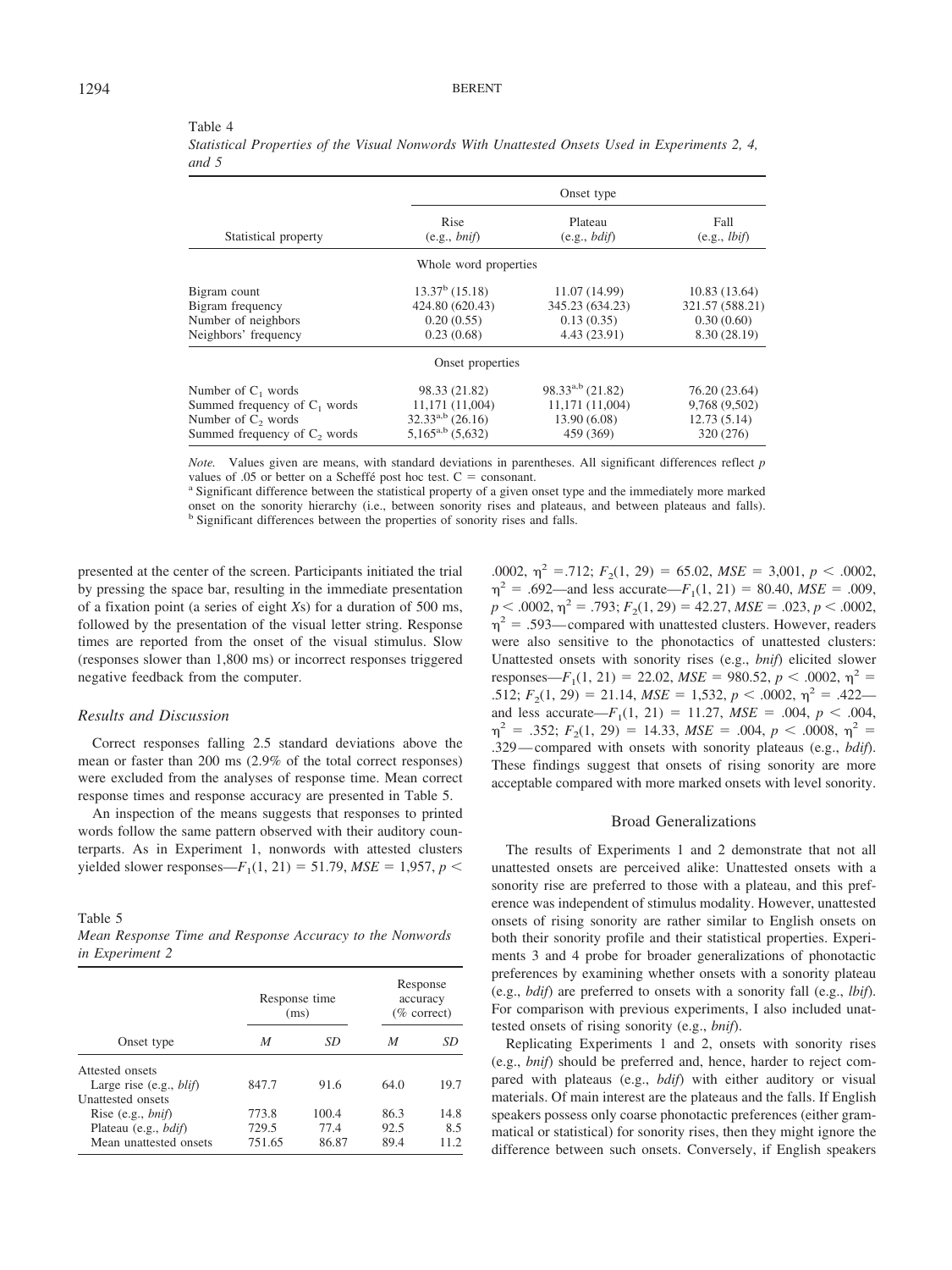Table 4
*Statistical Properties of the Visual Nonwords With Unattested Onsets Used in Experiments 2, 4, and 5*

| Statistical property | Onset type | | |
|---|---|---|---|
| | Rise (e.g., *bnif*) | Plateau (e.g., *bdif*) | Fall (e.g., *lbif*) |
| *Whole word properties* | | | |
| Bigram count | 13.37[b] (15.18) | 11.07 (14.99) | 10.83 (13.64) |
| Bigram frequency | 424.80 (620.43) | 345.23 (634.23) | 321.57 (588.21) |
| Number of neighbors | 0.20 (0.55) | 0.13 (0.35) | 0.30 (0.60) |
| Neighbors' frequency | 0.23 (0.68) | 4.43 (23.91) | 8.30 (28.19) |
| *Onset properties* | | | |
| Number of $C_1$ words | 98.33 (21.82) | 98.33[a,b] (21.82) | 76.20 (23.64) |
| Summed frequency of $C_1$ words | 11,171 (11,004) | 11,171 (11,004) | 9,768 (9,502) |
| Number of $C_2$ words | 32.33[a,b] (26.16) | 13.90 (6.08) | 12.73 (5.14) |
| Summed frequency of $C_2$ words | 5,165[a,b] (5,632) | 459 (369) | 320 (276) |

*Note.* Values given are means, with standard deviations in parentheses. All significant differences reflect *p* values of .05 or better on a Scheffé post hoc test. C = consonant.
[a] Significant difference between the statistical property of a given onset type and the immediately more marked onset on the sonority hierarchy (i.e., between sonority rises and plateaus, and between plateaus and falls).
[b] Significant differences between the properties of sonority rises and falls.

presented at the center of the screen. Participants initiated the trial by pressing the space bar, resulting in the immediate presentation of a fixation point (a series of eight *X*s) for a duration of 500 ms, followed by the presentation of the visual letter string. Response times are reported from the onset of the visual stimulus. Slow (responses slower than 1,800 ms) or incorrect responses triggered negative feedback from the computer.

### Results and Discussion

Correct responses falling 2.5 standard deviations above the mean or faster than 200 ms (2.9% of the total correct responses) were excluded from the analyses of response time. Mean correct response times and response accuracy are presented in Table 5.

An inspection of the means suggests that responses to printed words follow the same pattern observed with their auditory counterparts. As in Experiment 1, nonwords with attested clusters yielded slower responses—$F_1(1, 21) = 51.79$, $MSE = 1{,}957$, $p < .0002$, $\eta^2 = .712$; $F_2(1, 29) = 65.02$, $MSE = 3{,}001$, $p < .0002$, $\eta^2 = .692$—and less accurate—$F_1(1, 21) = 80.40$, $MSE = .009$, $p < .0002$, $\eta^2 = .793$; $F_2(1, 29) = 42.27$, $MSE = .023$, $p < .0002$, $\eta^2 = .593$—compared with unattested clusters. However, readers were also sensitive to the phonotactics of unattested clusters: Unattested onsets with sonority rises (e.g., *bnif*) elicited slower responses—$F_1(1, 21) = 22.02$, $MSE = 980.52$, $p < .0002$, $\eta^2 = .512$; $F_2(1, 29) = 21.14$, $MSE = 1{,}532$, $p < .0002$, $\eta^2 = .422$—and less accurate—$F_1(1, 21) = 11.27$, $MSE = .004$, $p < .004$, $\eta^2 = .352$; $F_2(1, 29) = 14.33$, $MSE = .004$, $p < .0008$, $\eta^2 = .329$—compared with onsets with sonority plateaus (e.g., *bdif*). These findings suggest that onsets of rising sonority are more acceptable compared with more marked onsets with level sonority.

Table 5
*Mean Response Time and Response Accuracy to the Nonwords in Experiment 2*

| Onset type | Response time (ms) | | Response accuracy (% correct) | |
|---|---|---|---|---|
| | *M* | *SD* | *M* | *SD* |
| Attested onsets | | | | |
| Large rise (e.g., *blif*) | 847.7 | 91.6 | 64.0 | 19.7 |
| Unattested onsets | | | | |
| Rise (e.g., *bnif*) | 773.8 | 100.4 | 86.3 | 14.8 |
| Plateau (e.g., *bdif*) | 729.5 | 77.4 | 92.5 | 8.5 |
| Mean unattested onsets | 751.65 | 86.87 | 89.4 | 11.2 |

## Broad Generalizations

The results of Experiments 1 and 2 demonstrate that not all unattested onsets are perceived alike: Unattested onsets with a sonority rise are preferred to those with a plateau, and this preference was independent of stimulus modality. However, unattested onsets of rising sonority are rather similar to English onsets on both their sonority profile and their statistical properties. Experiments 3 and 4 probe for broader generalizations of phonotactic preferences by examining whether onsets with a sonority plateau (e.g., *bdif*) are preferred to onsets with a sonority fall (e.g., *lbif*). For comparison with previous experiments, I also included unattested onsets of rising sonority (e.g., *bnif*).

Replicating Experiments 1 and 2, onsets with sonority rises (e.g., *bnif*) should be preferred and, hence, harder to reject compared with plateaus (e.g., *bdif*) with either auditory or visual materials. Of main interest are the plateaus and the falls. If English speakers possess only coarse phonotactic preferences (either grammatical or statistical) for sonority rises, then they might ignore the difference between such onsets. Conversely, if English speakers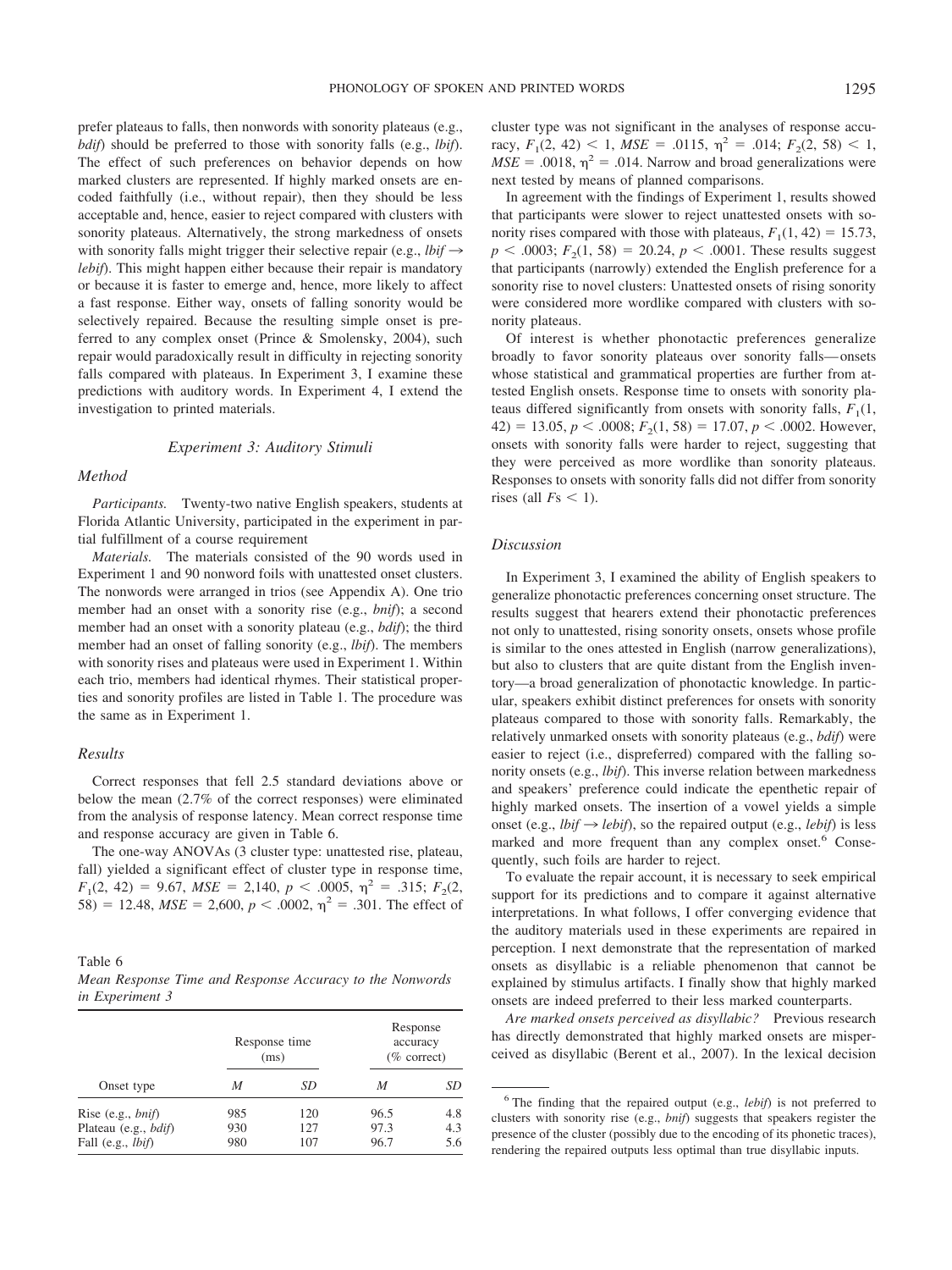prefer plateaus to falls, then nonwords with sonority plateaus (e.g., *bdif*) should be preferred to those with sonority falls (e.g., *lbif*). The effect of such preferences on behavior depends on how marked clusters are represented. If highly marked onsets are encoded faithfully (i.e., without repair), then they should be less acceptable and, hence, easier to reject compared with clusters with sonority plateaus. Alternatively, the strong markedness of onsets with sonority falls might trigger their selective repair (e.g., *lbif* → *lebif*). This might happen either because their repair is mandatory or because it is faster to emerge and, hence, more likely to affect a fast response. Either way, onsets of falling sonority would be selectively repaired. Because the resulting simple onset is preferred to any complex onset (Prince & Smolensky, 2004), such repair would paradoxically result in difficulty in rejecting sonority falls compared with plateaus. In Experiment 3, I examine these predictions with auditory words. In Experiment 4, I extend the investigation to printed materials.

### Experiment 3: Auditory Stimuli

#### Method

*Participants.* Twenty-two native English speakers, students at Florida Atlantic University, participated in the experiment in partial fulfillment of a course requirement

*Materials.* The materials consisted of the 90 words used in Experiment 1 and 90 nonword foils with unattested onset clusters. The nonwords were arranged in trios (see Appendix A). One trio member had an onset with a sonority rise (e.g., *bnif*); a second member had an onset with a sonority plateau (e.g., *bdif*); the third member had an onset of falling sonority (e.g., *lbif*). The members with sonority rises and plateaus were used in Experiment 1. Within each trio, members had identical rhymes. Their statistical properties and sonority profiles are listed in Table 1. The procedure was the same as in Experiment 1.

#### Results

Correct responses that fell 2.5 standard deviations above or below the mean (2.7% of the correct responses) were eliminated from the analysis of response latency. Mean correct response time and response accuracy are given in Table 6.

The one-way ANOVAs (3 cluster type: unattested rise, plateau, fall) yielded a significant effect of cluster type in response time, $F_1(2, 42) = 9.67$, $MSE = 2{,}140$, $p < .0005$, $\eta^2 = .315$; $F_2(2, 58) = 12.48$, $MSE = 2{,}600$, $p < .0002$, $\eta^2 = .301$. The effect of cluster type was not significant in the analyses of response accuracy, $F_1(2, 42) < 1$, $MSE = .0115$, $\eta^2 = .014$; $F_2(2, 58) < 1$, $MSE = .0018$, $\eta^2 = .014$. Narrow and broad generalizations were next tested by means of planned comparisons.

Table 6
*Mean Response Time and Response Accuracy to the Nonwords in Experiment 3*

| Onset type | Response time (ms) | | Response accuracy (% correct) | |
|---|---|---|---|---|
| | *M* | *SD* | *M* | *SD* |
| Rise (e.g., *bnif*) | 985 | 120 | 96.5 | 4.8 |
| Plateau (e.g., *bdif*) | 930 | 127 | 97.3 | 4.3 |
| Fall (e.g., *lbif*) | 980 | 107 | 96.7 | 5.6 |

In agreement with the findings of Experiment 1, results showed that participants were slower to reject unattested onsets with sonority rises compared with those with plateaus, $F_1(1, 42) = 15.73$, $p < .0003$; $F_2(1, 58) = 20.24$, $p < .0001$. These results suggest that participants (narrowly) extended the English preference for a sonority rise to novel clusters: Unattested onsets of rising sonority were considered more wordlike compared with clusters with sonority plateaus.

Of interest is whether phonotactic preferences generalize broadly to favor sonority plateaus over sonority falls—onsets whose statistical and grammatical properties are further from attested English onsets. Response time to onsets with sonority plateaus differed significantly from onsets with sonority falls, $F_1(1, 42) = 13.05$, $p < .0008$; $F_2(1, 58) = 17.07$, $p < .0002$. However, onsets with sonority falls were harder to reject, suggesting that they were perceived as more wordlike than sonority plateaus. Responses to onsets with sonority falls did not differ from sonority rises (all $F$s $< 1$).

#### Discussion

In Experiment 3, I examined the ability of English speakers to generalize phonotactic preferences concerning onset structure. The results suggest that hearers extend their phonotactic preferences not only to unattested, rising sonority onsets, onsets whose profile is similar to the ones attested in English (narrow generalizations), but also to clusters that are quite distant from the English inventory—a broad generalization of phonotactic knowledge. In particular, speakers exhibit distinct preferences for onsets with sonority plateaus compared to those with sonority falls. Remarkably, the relatively unmarked onsets with sonority plateaus (e.g., *bdif*) were easier to reject (i.e., dispreferred) compared with the falling sonority onsets (e.g., *lbif*). This inverse relation between markedness and speakers' preference could indicate the epenthetic repair of highly marked onsets. The insertion of a vowel yields a simple onset (e.g., *lbif* → *lebif*), so the repaired output (e.g., *lebif*) is less marked and more frequent than any complex onset.[6] Consequently, such foils are harder to reject.

To evaluate the repair account, it is necessary to seek empirical support for its predictions and to compare it against alternative interpretations. In what follows, I offer converging evidence that the auditory materials used in these experiments are repaired in perception. I next demonstrate that the representation of marked onsets as disyllabic is a reliable phenomenon that cannot be explained by stimulus artifacts. I finally show that highly marked onsets are indeed preferred to their less marked counterparts.

*Are marked onsets perceived as disyllabic?* Previous research has directly demonstrated that highly marked onsets are misperceived as disyllabic (Berent et al., 2007). In the lexical decision

[6] The finding that the repaired output (e.g., *lebif*) is not preferred to clusters with sonority rise (e.g., *bnif*) suggests that speakers register the presence of the cluster (possibly due to the encoding of its phonetic traces), rendering the repaired outputs less optimal than true disyllabic inputs.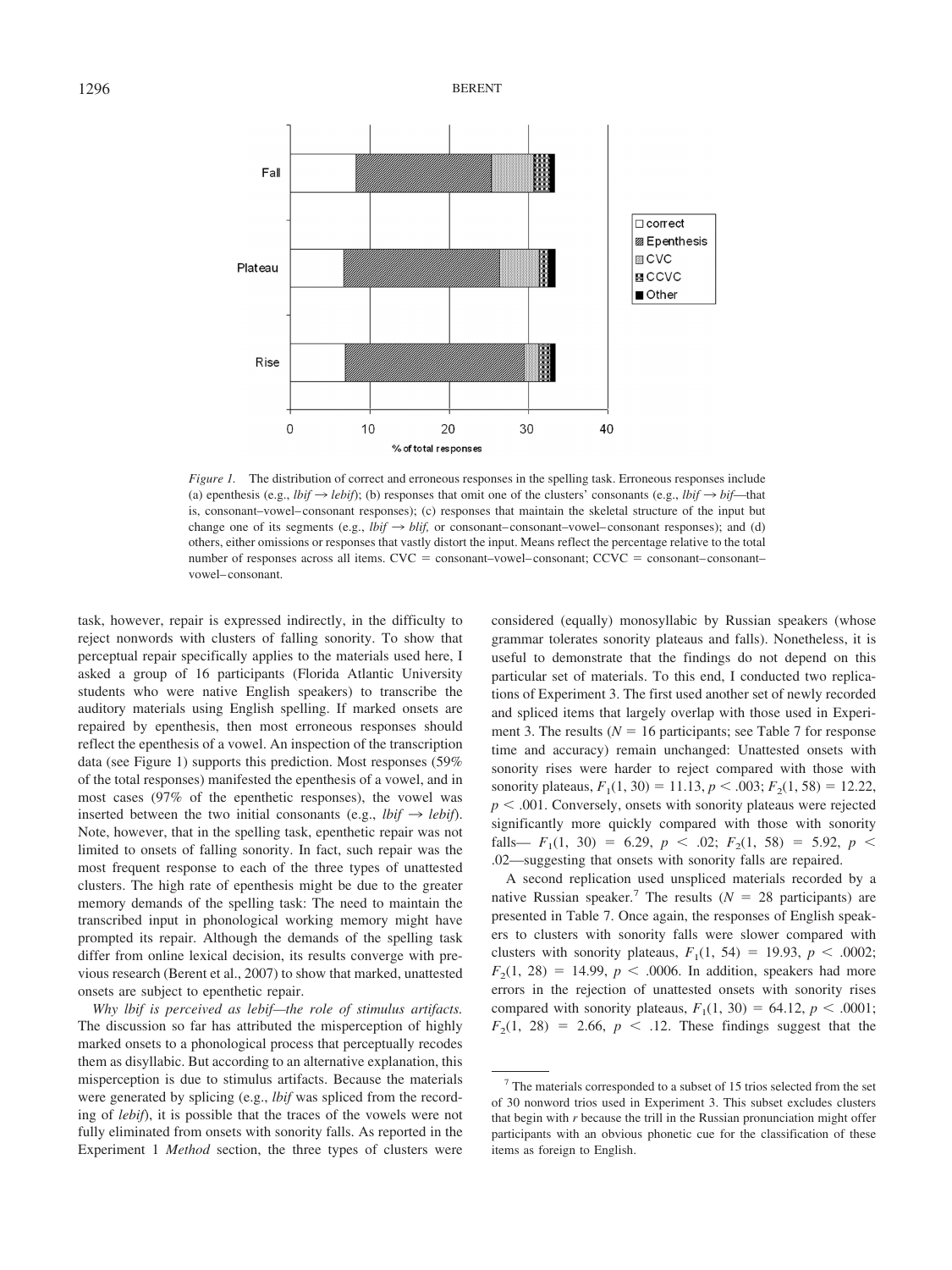*Figure 1.* The distribution of correct and erroneous responses in the spelling task. Erroneous responses include (a) epenthesis (e.g., *lbif* → *lebif*); (b) responses that omit one of the clusters' consonants (e.g., *lbif* → *bif*—that is, consonant–vowel–consonant responses); (c) responses that maintain the skeletal structure of the input but change one of its segments (e.g., *lbif* → *blif,* or consonant–consonant–vowel–consonant responses); and (d) others, either omissions or responses that vastly distort the input. Means reflect the percentage relative to the total number of responses across all items. CVC = consonant–vowel–consonant; CCVC = consonant–consonant–vowel–consonant.

task, however, repair is expressed indirectly, in the difficulty to reject nonwords with clusters of falling sonority. To show that perceptual repair specifically applies to the materials used here, I asked a group of 16 participants (Florida Atlantic University students who were native English speakers) to transcribe the auditory materials using English spelling. If marked onsets are repaired by epenthesis, then most erroneous responses should reflect the epenthesis of a vowel. An inspection of the transcription data (see Figure 1) supports this prediction. Most responses (59% of the total responses) manifested the epenthesis of a vowel, and in most cases (97% of the epenthetic responses), the vowel was inserted between the two initial consonants (e.g., *lbif* → *lebif*). Note, however, that in the spelling task, epenthetic repair was not limited to onsets of falling sonority. In fact, such repair was the most frequent response to each of the three types of unattested clusters. The high rate of epenthesis might be due to the greater memory demands of the spelling task: The need to maintain the transcribed input in phonological working memory might have prompted its repair. Although the demands of the spelling task differ from online lexical decision, its results converge with previous research (Berent et al., 2007) to show that marked, unattested onsets are subject to epenthetic repair.

*Why lbif is perceived as lebif—the role of stimulus artifacts.* The discussion so far has attributed the misperception of highly marked onsets to a phonological process that perceptually recodes them as disyllabic. But according to an alternative explanation, this misperception is due to stimulus artifacts. Because the materials were generated by splicing (e.g., *lbif* was spliced from the recording of *lebif*), it is possible that the traces of the vowels were not fully eliminated from onsets with sonority falls. As reported in the Experiment 1 *Method* section, the three types of clusters were considered (equally) monosyllabic by Russian speakers (whose grammar tolerates sonority plateaus and falls). Nonetheless, it is useful to demonstrate that the findings do not depend on this particular set of materials. To this end, I conducted two replications of Experiment 3. The first used another set of newly recorded and spliced items that largely overlap with those used in Experiment 3. The results ($N$ = 16 participants; see Table 7 for response time and accuracy) remain unchanged: Unattested onsets with sonority rises were harder to reject compared with those with sonority plateaus, $F_1(1, 30) = 11.13, p < .003$; $F_2(1, 58) = 12.22, p < .001$. Conversely, onsets with sonority plateaus were rejected significantly more quickly compared with those with sonority falls— $F_1(1, 30) = 6.29, p < .02$; $F_2(1, 58) = 5.92, p < .02$—suggesting that onsets with sonority falls are repaired.

A second replication used unspliced materials recorded by a native Russian speaker.[7] The results ($N$ = 28 participants) are presented in Table 7. Once again, the responses of English speakers to clusters with sonority falls were slower compared with clusters with sonority plateaus, $F_1(1, 54) = 19.93, p < .0002$; $F_2(1, 28) = 14.99, p < .0006$. In addition, speakers had more errors in the rejection of unattested onsets with sonority rises compared with sonority plateaus, $F_1(1, 30) = 64.12, p < .0001$; $F_2(1, 28) = 2.66, p < .12$. These findings suggest that the

[7] The materials corresponded to a subset of 15 trios selected from the set of 30 nonword trios used in Experiment 3. This subset excludes clusters that begin with *r* because the trill in the Russian pronunciation might offer participants with an obvious phonetic cue for the classification of these items as foreign to English.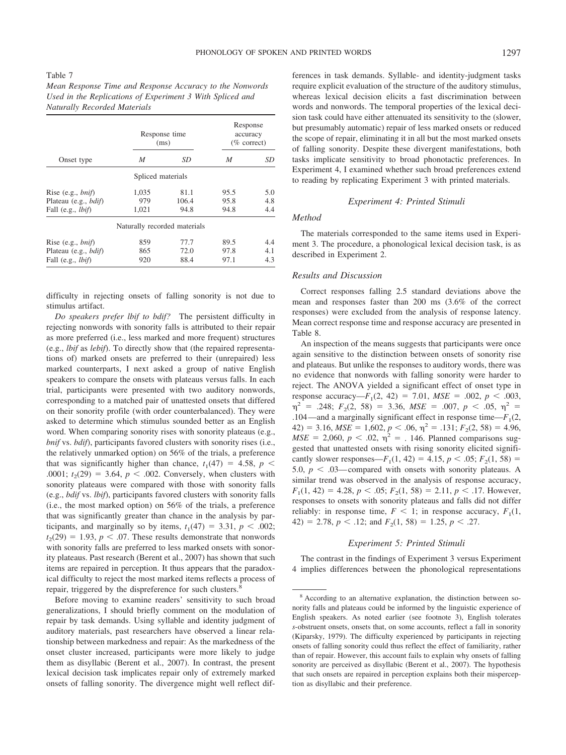Table 7

*Mean Response Time and Response Accuracy to the Nonwords Used in the Replications of Experiment 3 With Spliced and Naturally Recorded Materials*

| Onset type | Response time (ms) | | Response accuracy (% correct) | |
|---|---|---|---|---|
| | *M* | *SD* | *M* | *SD* |
| Spliced materials | | | | |
| Rise (e.g., *bnif*) | 1,035 | 81.1 | 95.5 | 5.0 |
| Plateau (e.g., *bdif*) | 979 | 106.4 | 95.8 | 4.8 |
| Fall (e.g., *lbif*) | 1,021 | 94.8 | 94.8 | 4.4 |
| Naturally recorded materials | | | | |
| Rise (e.g., *bnif*) | 859 | 77.7 | 89.5 | 4.4 |
| Plateau (e.g., *bdif*) | 865 | 72.0 | 97.8 | 4.1 |
| Fall (e.g., *lbif*) | 920 | 88.4 | 97.1 | 4.3 |

difficulty in rejecting onsets of falling sonority is not due to stimulus artifact.

*Do speakers prefer lbif to bdif?* The persistent difficulty in rejecting nonwords with sonority falls is attributed to their repair as more preferred (i.e., less marked and more frequent) structures (e.g., *lbif* as *lebif*). To directly show that (the repaired representations of) marked onsets are preferred to their (unrepaired) less marked counterparts, I next asked a group of native English speakers to compare the onsets with plateaus versus falls. In each trial, participants were presented with two auditory nonwords, corresponding to a matched pair of unattested onsets that differed on their sonority profile (with order counterbalanced). They were asked to determine which stimulus sounded better as an English word. When comparing sonority rises with sonority plateaus (e.g., *bnif* vs. *bdif*), participants favored clusters with sonority rises (i.e., the relatively unmarked option) on 56% of the trials, a preference that was significantly higher than chance, $t_1(47) = 4.58$, $p < .0001$; $t_2(29) = 3.64$, $p < .002$. Conversely, when clusters with sonority plateaus were compared with those with sonority falls (e.g., *bdif* vs. *lbif*), participants favored clusters with sonority falls (i.e., the most marked option) on 56% of the trials, a preference that was significantly greater than chance in the analysis by participants, and marginally so by items, $t_1(47) = 3.31$, $p < .002$; $t_2(29) = 1.93$, $p < .07$. These results demonstrate that nonwords with sonority falls are preferred to less marked onsets with sonority plateaus. Past research (Berent et al., 2007) has shown that such items are repaired in perception. It thus appears that the paradoxical difficulty to reject the most marked items reflects a process of repair, triggered by the dispreference for such clusters.[8]

Before moving to examine readers' sensitivity to such broad generalizations, I should briefly comment on the modulation of repair by task demands. Using syllable and identity judgment of auditory materials, past researchers have observed a linear relationship between markedness and repair: As the markedness of the onset cluster increased, participants were more likely to judge them as disyllabic (Berent et al., 2007). In contrast, the present lexical decision task implicates repair only of extremely marked onsets of falling sonority. The divergence might well reflect differences in task demands. Syllable- and identity-judgment tasks require explicit evaluation of the structure of the auditory stimulus, whereas lexical decision elicits a fast discrimination between words and nonwords. The temporal properties of the lexical decision task could have either attenuated its sensitivity to the (slower, but presumably automatic) repair of less marked onsets or reduced the scope of repair, eliminating it in all but the most marked onsets of falling sonority. Despite these divergent manifestations, both tasks implicate sensitivity to broad phonotactic preferences. In Experiment 4, I examined whether such broad preferences extend to reading by replicating Experiment 3 with printed materials.

### *Experiment 4: Printed Stimuli*

#### *Method*

The materials corresponded to the same items used in Experiment 3. The procedure, a phonological lexical decision task, is as described in Experiment 2.

#### *Results and Discussion*

Correct responses falling 2.5 standard deviations above the mean and responses faster than 200 ms (3.6% of the correct responses) were excluded from the analysis of response latency. Mean correct response time and response accuracy are presented in Table 8.

An inspection of the means suggests that participants were once again sensitive to the distinction between onsets of sonority rise and plateaus. But unlike the responses to auditory words, there was no evidence that nonwords with falling sonority were harder to reject. The ANOVA yielded a significant effect of onset type in response accuracy—$F_1(2, 42) = 7.01$, $MSE = .002$, $p < .003$, $\eta^2 = .248$; $F_2(2, 58) = 3.36$, $MSE = .007$, $p < .05$, $\eta^2 = .104$—and a marginally significant effect in response time—$F_1(2, 42) = 3.16$, $MSE = 1{,}602$, $p < .06$, $\eta^2 = .131$; $F_2(2, 58) = 4.96$, $MSE = 2{,}060$, $p < .02$, $\eta^2 = .146$. Planned comparisons suggested that unattested onsets with rising sonority elicited significantly slower responses—$F_1(1, 42) = 4.15$, $p < .05$; $F_2(1, 58) = 5.0$, $p < .03$—compared with onsets with sonority plateaus. A similar trend was observed in the analysis of response accuracy, $F_1(1, 42) = 4.28$, $p < .05$; $F_2(1, 58) = 2.11$, $p < .17$. However, responses to onsets with sonority plateaus and falls did not differ reliably: in response time, $F < 1$; in response accuracy, $F_1(1, 42) = 2.78$, $p < .12$; and $F_2(1, 58) = 1.25$, $p < .27$.

### *Experiment 5: Printed Stimuli*

The contrast in the findings of Experiment 3 versus Experiment 4 implies differences between the phonological representations

[8] According to an alternative explanation, the distinction between sonority falls and plateaus could be informed by the linguistic experience of English speakers. As noted earlier (see footnote 3), English tolerates *s*-obstruent onsets, onsets that, on some accounts, reflect a fall in sonority (Kiparsky, 1979). The difficulty experienced by participants in rejecting onsets of falling sonority could thus reflect the effect of familiarity, rather than of repair. However, this account fails to explain why onsets of falling sonority are perceived as disyllabic (Berent et al., 2007). The hypothesis that such onsets are repaired in perception explains both their misperception as disyllabic and their preference.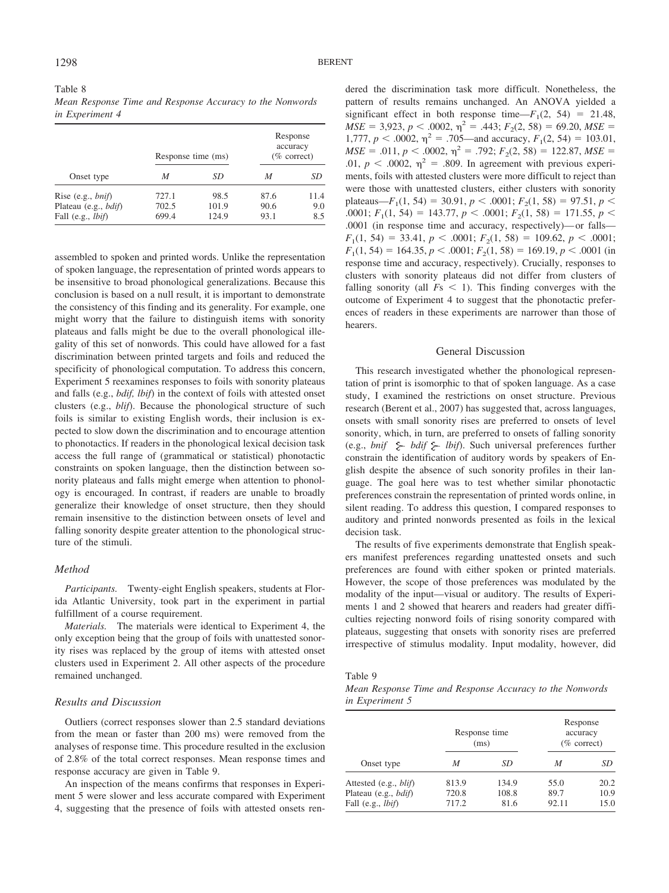Table 8
*Mean Response Time and Response Accuracy to the Nonwords in Experiment 4*

| Onset type | Response time (ms) | | Response accuracy (% correct) | |
|---|---|---|---|---|
| | *M* | *SD* | *M* | *SD* |
| Rise (e.g., *bnif*) | 727.1 | 98.5 | 87.6 | 11.4 |
| Plateau (e.g., *bdif*) | 702.5 | 101.9 | 90.6 | 9.0 |
| Fall (e.g., *lbif*) | 699.4 | 124.9 | 93.1 | 8.5 |

assembled to spoken and printed words. Unlike the representation of spoken language, the representation of printed words appears to be insensitive to broad phonological generalizations. Because this conclusion is based on a null result, it is important to demonstrate the consistency of this finding and its generality. For example, one might worry that the failure to distinguish items with sonority plateaus and falls might be due to the overall phonological illegality of this set of nonwords. This could have allowed for a fast discrimination between printed targets and foils and reduced the specificity of phonological computation. To address this concern, Experiment 5 reexamines responses to foils with sonority plateaus and falls (e.g., *bdif, lbif*) in the context of foils with attested onset clusters (e.g., *blif*). Because the phonological structure of such foils is similar to existing English words, their inclusion is expected to slow down the discrimination and to encourage attention to phonotactics. If readers in the phonological lexical decision task access the full range of (grammatical or statistical) phonotactic constraints on spoken language, then the distinction between sonority plateaus and falls might emerge when attention to phonology is encouraged. In contrast, if readers are unable to broadly generalize their knowledge of onset structure, then they should remain insensitive to the distinction between onsets of level and falling sonority despite greater attention to the phonological structure of the stimuli.

### *Method*

*Participants.* Twenty-eight English speakers, students at Florida Atlantic University, took part in the experiment in partial fulfillment of a course requirement.

*Materials.* The materials were identical to Experiment 4, the only exception being that the group of foils with unattested sonority rises was replaced by the group of items with attested onset clusters used in Experiment 2. All other aspects of the procedure remained unchanged.

### *Results and Discussion*

Outliers (correct responses slower than 2.5 standard deviations from the mean or faster than 200 ms) were removed from the analyses of response time. This procedure resulted in the exclusion of 2.8% of the total correct responses. Mean response times and response accuracy are given in Table 9.

An inspection of the means confirms that responses in Experiment 5 were slower and less accurate compared with Experiment 4, suggesting that the presence of foils with attested onsets rendered the discrimination task more difficult. Nonetheless, the pattern of results remains unchanged. An ANOVA yielded a significant effect in both response time—$F_1(2, 54) = 21.48$, $MSE = 3{,}923$, $p < .0002$, $\eta^2 = .443$; $F_2(2, 58) = 69.20$, $MSE = 1{,}777$, $p < .0002$, $\eta^2 = .705$—and accuracy, $F_1(2, 54) = 103.01$, $MSE = .011$, $p < .0002$, $\eta^2 = .792$; $F_2(2, 58) = 122.87$, $MSE = .01$, $p < .0002$, $\eta^2 = .809$. In agreement with previous experiments, foils with attested clusters were more difficult to reject than were those with unattested clusters, either clusters with sonority plateaus—$F_1(1, 54) = 30.91$, $p < .0001$; $F_2(1, 58) = 97.51$, $p < .0001$; $F_1(1, 54) = 143.77$, $p < .0001$; $F_2(1, 58) = 171.55$, $p < .0001$ (in response time and accuracy, respectively)—or falls—$F_1(1, 54) = 33.41$, $p < .0001$; $F_2(1, 58) = 109.62$, $p < .0001$; $F_1(1, 54) = 164.35$, $p < .0001$; $F_2(1, 58) = 169.19$, $p < .0001$ (in response time and accuracy, respectively). Crucially, responses to clusters with sonority plateaus did not differ from clusters of falling sonority (all $Fs < 1$). This finding converges with the outcome of Experiment 4 to suggest that the phonotactic preferences of readers in these experiments are narrower than those of hearers.

## General Discussion

This research investigated whether the phonological representation of print is isomorphic to that of spoken language. As a case study, I examined the restrictions on onset structure. Previous research (Berent et al., 2007) has suggested that, across languages, onsets with small sonority rises are preferred to onsets of level sonority, which, in turn, are preferred to onsets of falling sonority (e.g., *bnif* $\succ$ *bdif* $\succ$ *lbif*). Such universal preferences further constrain the identification of auditory words by speakers of English despite the absence of such sonority profiles in their language. The goal here was to test whether similar phonotactic preferences constrain the representation of printed words online, in silent reading. To address this question, I compared responses to auditory and printed nonwords presented as foils in the lexical decision task.

The results of five experiments demonstrate that English speakers manifest preferences regarding unattested onsets and such preferences are found with either spoken or printed materials. However, the scope of those preferences was modulated by the modality of the input—visual or auditory. The results of Experiments 1 and 2 showed that hearers and readers had greater difficulties rejecting nonword foils of rising sonority compared with plateaus, suggesting that onsets with sonority rises are preferred irrespective of stimulus modality. Input modality, however, did

Table 9
*Mean Response Time and Response Accuracy to the Nonwords in Experiment 5*

| Onset type | Response time (ms) | | Response accuracy (% correct) | |
|---|---|---|---|---|
| | *M* | *SD* | *M* | *SD* |
| Attested (e.g., *blif*) | 813.9 | 134.9 | 55.0 | 20.2 |
| Plateau (e.g., *bdif*) | 720.8 | 108.8 | 89.7 | 10.9 |
| Fall (e.g., *lbif*) | 717.2 | 81.6 | 92.11 | 15.0 |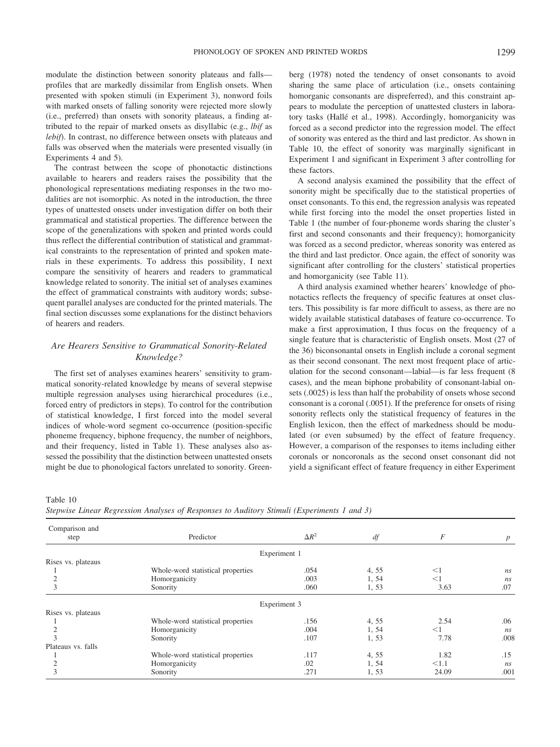modulate the distinction between sonority plateaus and falls—profiles that are markedly dissimilar from English onsets. When presented with spoken stimuli (in Experiment 3), nonword foils with marked onsets of falling sonority were rejected more slowly (i.e., preferred) than onsets with sonority plateaus, a finding attributed to the repair of marked onsets as disyllabic (e.g., *lbif* as *lebif*). In contrast, no difference between onsets with plateaus and falls was observed when the materials were presented visually (in Experiments 4 and 5).

The contrast between the scope of phonotactic distinctions available to hearers and readers raises the possibility that the phonological representations mediating responses in the two modalities are not isomorphic. As noted in the introduction, the three types of unattested onsets under investigation differ on both their grammatical and statistical properties. The difference between the scope of the generalizations with spoken and printed words could thus reflect the differential contribution of statistical and grammatical constraints to the representation of printed and spoken materials in these experiments. To address this possibility, I next compare the sensitivity of hearers and readers to grammatical knowledge related to sonority. The initial set of analyses examines the effect of grammatical constraints with auditory words; subsequent parallel analyses are conducted for the printed materials. The final section discusses some explanations for the distinct behaviors of hearers and readers.

## *Are Hearers Sensitive to Grammatical Sonority-Related Knowledge?*

The first set of analyses examines hearers' sensitivity to grammatical sonority-related knowledge by means of several stepwise multiple regression analyses using hierarchical procedures (i.e., forced entry of predictors in steps). To control for the contribution of statistical knowledge, I first forced into the model several indices of whole-word segment co-occurrence (position-specific phoneme frequency, biphone frequency, the number of neighbors, and their frequency, listed in Table 1). These analyses also assessed the possibility that the distinction between unattested onsets might be due to phonological factors unrelated to sonority. Greenberg (1978) noted the tendency of onset consonants to avoid sharing the same place of articulation (i.e., onsets containing homorganic consonants are dispreferred), and this constraint appears to modulate the perception of unattested clusters in laboratory tasks (Hallé et al., 1998). Accordingly, homorganicity was forced as a second predictor into the regression model. The effect of sonority was entered as the third and last predictor. As shown in Table 10, the effect of sonority was marginally significant in Experiment 1 and significant in Experiment 3 after controlling for these factors.

A second analysis examined the possibility that the effect of sonority might be specifically due to the statistical properties of onset consonants. To this end, the regression analysis was repeated while first forcing into the model the onset properties listed in Table 1 (the number of four-phoneme words sharing the cluster's first and second consonants and their frequency); homorganicity was forced as a second predictor, whereas sonority was entered as the third and last predictor. Once again, the effect of sonority was significant after controlling for the clusters' statistical properties and homorganicity (see Table 11).

A third analysis examined whether hearers' knowledge of phonotactics reflects the frequency of specific features at onset clusters. This possibility is far more difficult to assess, as there are no widely available statistical databases of feature co-occurrence. To make a first approximation, I thus focus on the frequency of a single feature that is characteristic of English onsets. Most (27 of the 36) biconsonantal onsets in English include a coronal segment as their second consonant. The next most frequent place of articulation for the second consonant—labial—is far less frequent (8 cases), and the mean biphone probability of consonant-labial onsets (.0025) is less than half the probability of onsets whose second consonant is a coronal (.0051). If the preference for onsets of rising sonority reflects only the statistical frequency of features in the English lexicon, then the effect of markedness should be modulated (or even subsumed) by the effect of feature frequency. However, a comparison of the responses to items including either coronals or noncoronals as the second onset consonant did not yield a significant effect of feature frequency in either Experiment

Table 10
*Stepwise Linear Regression Analyses of Responses to Auditory Stimuli (Experiments 1 and 3)*

| Comparison and step | Predictor | $\Delta R^2$ | *df* | *F* | *p* |
|---|---|---|---|---|---|
| | | Experiment 1 | | | |
| Rises vs. plateaus | | | | | |
| 1 | Whole-word statistical properties | .054 | 4, 55 | <1 | *ns* |
| 2 | Homorganicity | .003 | 1, 54 | <1 | *ns* |
| 3 | Sonority | .060 | 1, 53 | 3.63 | .07 |
| | | Experiment 3 | | | |
| Rises vs. plateaus | | | | | |
| 1 | Whole-word statistical properties | .156 | 4, 55 | 2.54 | .06 |
| 2 | Homorganicity | .004 | 1, 54 | <1 | *ns* |
| 3 | Sonority | .107 | 1, 53 | 7.78 | .008 |
| Plateaus vs. falls | | | | | |
| 1 | Whole-word statistical properties | .117 | 4, 55 | 1.82 | .15 |
| 2 | Homorganicity | .02 | 1, 54 | <1.1 | *ns* |
| 3 | Sonority | .271 | 1, 53 | 24.09 | .001 |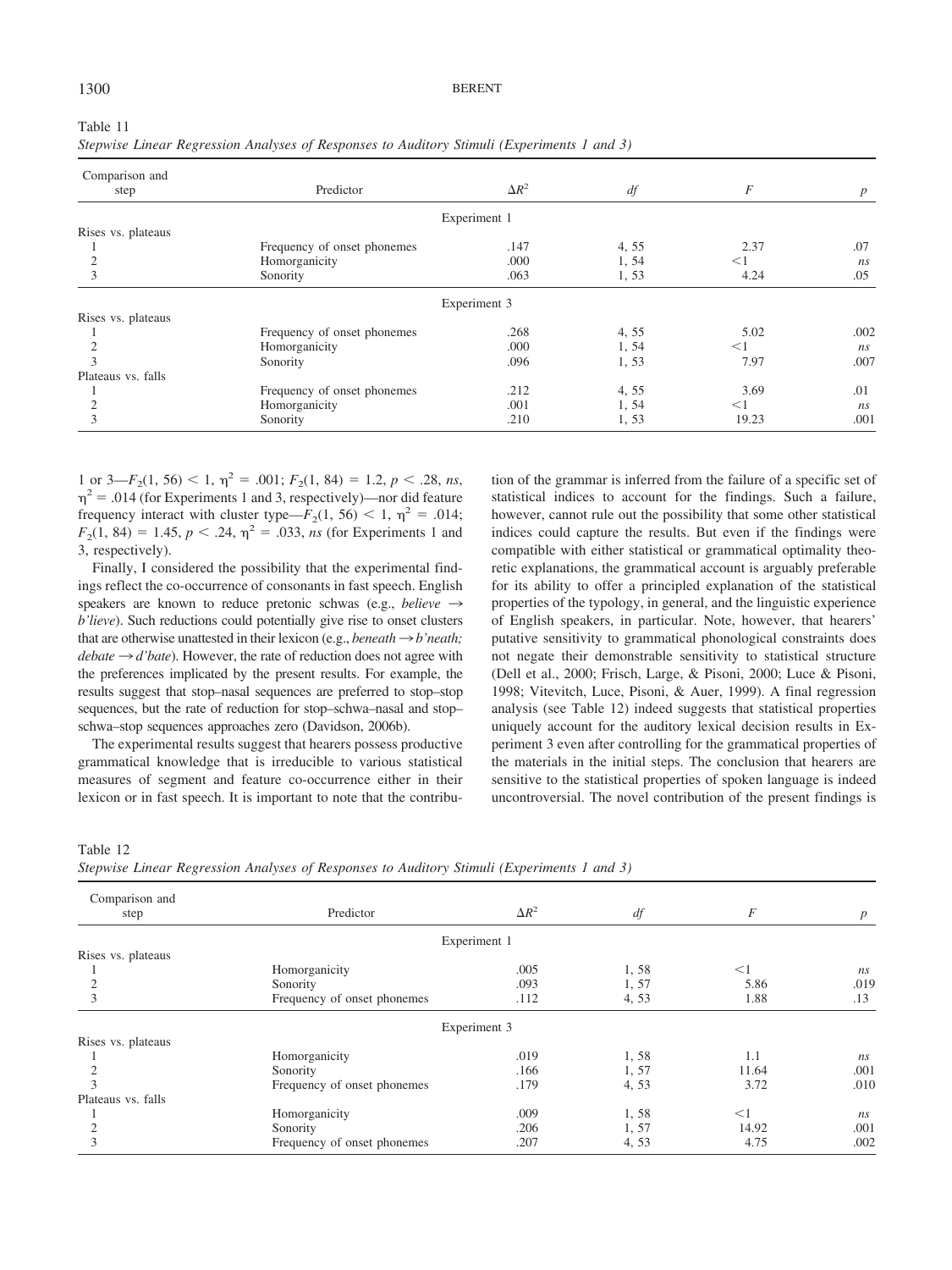Table 11
*Stepwise Linear Regression Analyses of Responses to Auditory Stimuli (Experiments 1 and 3)*

| Comparison and step | Predictor | $\Delta R^2$ | *df* | *F* | *p* |
|---|---|---|---|---|---|
| | | Experiment 1 | | | |
| Rises vs. plateaus | | | | | |
| 1 | Frequency of onset phonemes | .147 | 4, 55 | 2.37 | .07 |
| 2 | Homorganicity | .000 | 1, 54 | <1 | *ns* |
| 3 | Sonority | .063 | 1, 53 | 4.24 | .05 |
| | | Experiment 3 | | | |
| Rises vs. plateaus | | | | | |
| 1 | Frequency of onset phonemes | .268 | 4, 55 | 5.02 | .002 |
| 2 | Homorganicity | .000 | 1, 54 | <1 | *ns* |
| 3 | Sonority | .096 | 1, 53 | 7.97 | .007 |
| Plateaus vs. falls | | | | | |
| 1 | Frequency of onset phonemes | .212 | 4, 55 | 3.69 | .01 |
| 2 | Homorganicity | .001 | 1, 54 | <1 | *ns* |
| 3 | Sonority | .210 | 1, 53 | 19.23 | .001 |

1 or 3—$F_2(1, 56) < 1$, $\eta^2 = .001$; $F_2(1, 84) = 1.2$, $p < .28$, *ns*, $\eta^2 = .014$ (for Experiments 1 and 3, respectively)—nor did feature frequency interact with cluster type—$F_2(1, 56) < 1$, $\eta^2 = .014$; $F_2(1, 84) = 1.45$, $p < .24$, $\eta^2 = .033$, *ns* (for Experiments 1 and 3, respectively).

Finally, I considered the possibility that the experimental findings reflect the co-occurrence of consonants in fast speech. English speakers are known to reduce pretonic schwas (e.g., *believe* → *b'lieve*). Such reductions could potentially give rise to onset clusters that are otherwise unattested in their lexicon (e.g., *beneath* → *b'neath; debate* → *d'bate*). However, the rate of reduction does not agree with the preferences implicated by the present results. For example, the results suggest that stop–nasal sequences are preferred to stop–stop sequences, but the rate of reduction for stop–schwa–nasal and stop–schwa–stop sequences approaches zero (Davidson, 2006b).

The experimental results suggest that hearers possess productive grammatical knowledge that is irreducible to various statistical measures of segment and feature co-occurrence either in their lexicon or in fast speech. It is important to note that the contribution of the grammar is inferred from the failure of a specific set of statistical indices to account for the findings. Such a failure, however, cannot rule out the possibility that some other statistical indices could capture the results. But even if the findings were compatible with either statistical or grammatical optimality theoretic explanations, the grammatical account is arguably preferable for its ability to offer a principled explanation of the statistical properties of the typology, in general, and the linguistic experience of English speakers, in particular. Note, however, that hearers' putative sensitivity to grammatical phonological constraints does not negate their demonstrable sensitivity to statistical structure (Dell et al., 2000; Frisch, Large, & Pisoni, 2000; Luce & Pisoni, 1998; Vitevitch, Luce, Pisoni, & Auer, 1999). A final regression analysis (see Table 12) indeed suggests that statistical properties uniquely account for the auditory lexical decision results in Experiment 3 even after controlling for the grammatical properties of the materials in the initial steps. The conclusion that hearers are sensitive to the statistical properties of spoken language is indeed uncontroversial. The novel contribution of the present findings is

Table 12
*Stepwise Linear Regression Analyses of Responses to Auditory Stimuli (Experiments 1 and 3)*

| Comparison and step | Predictor | $\Delta R^2$ | *df* | *F* | *p* |
|---|---|---|---|---|---|
| | | Experiment 1 | | | |
| Rises vs. plateaus | | | | | |
| 1 | Homorganicity | .005 | 1, 58 | <1 | *ns* |
| 2 | Sonority | .093 | 1, 57 | 5.86 | .019 |
| 3 | Frequency of onset phonemes | .112 | 4, 53 | 1.88 | .13 |
| | | Experiment 3 | | | |
| Rises vs. plateaus | | | | | |
| 1 | Homorganicity | .019 | 1, 58 | 1.1 | *ns* |
| 2 | Sonority | .166 | 1, 57 | 11.64 | .001 |
| 3 | Frequency of onset phonemes | .179 | 4, 53 | 3.72 | .010 |
| Plateaus vs. falls | | | | | |
| 1 | Homorganicity | .009 | 1, 58 | <1 | *ns* |
| 2 | Sonority | .206 | 1, 57 | 14.92 | .001 |
| 3 | Frequency of onset phonemes | .207 | 4, 53 | 4.75 | .002 |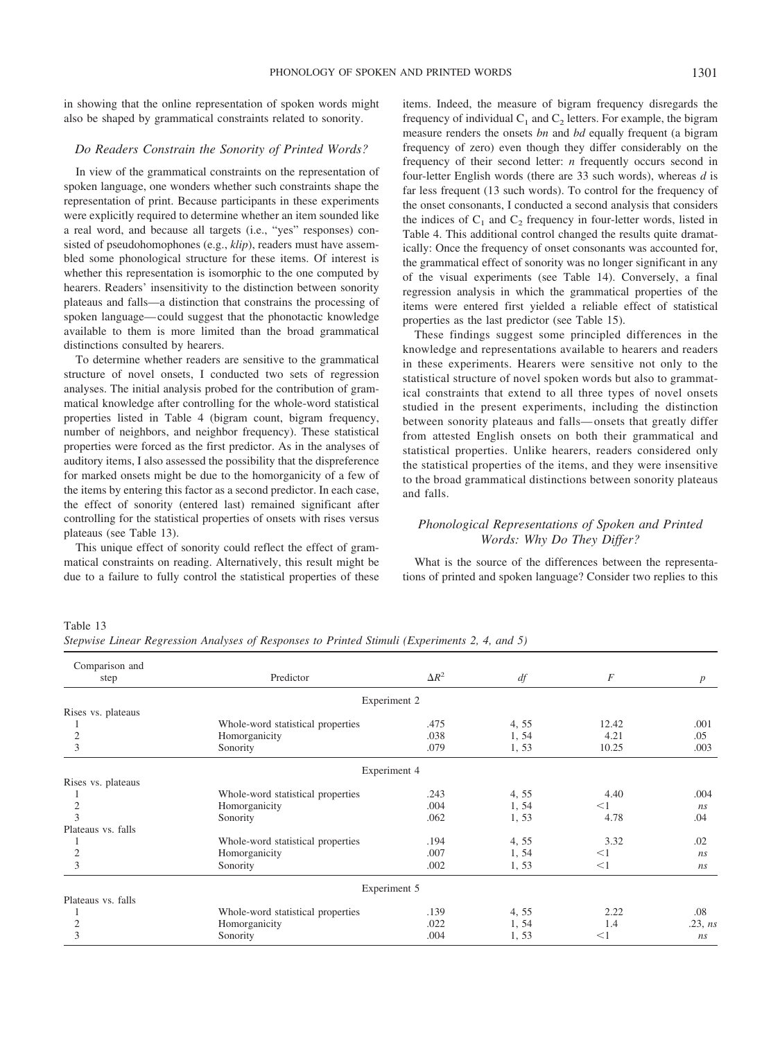in showing that the online representation of spoken words might also be shaped by grammatical constraints related to sonority.

### Do Readers Constrain the Sonority of Printed Words?

In view of the grammatical constraints on the representation of spoken language, one wonders whether such constraints shape the representation of print. Because participants in these experiments were explicitly required to determine whether an item sounded like a real word, and because all targets (i.e., "yes" responses) consisted of pseudohomophones (e.g., *klip*), readers must have assembled some phonological structure for these items. Of interest is whether this representation is isomorphic to the one computed by hearers. Readers' insensitivity to the distinction between sonority plateaus and falls—a distinction that constrains the processing of spoken language—could suggest that the phonotactic knowledge available to them is more limited than the broad grammatical distinctions consulted by hearers.

To determine whether readers are sensitive to the grammatical structure of novel onsets, I conducted two sets of regression analyses. The initial analysis probed for the contribution of grammatical knowledge after controlling for the whole-word statistical properties listed in Table 4 (bigram count, bigram frequency, number of neighbors, and neighbor frequency). These statistical properties were forced as the first predictor. As in the analyses of auditory items, I also assessed the possibility that the dispreference for marked onsets might be due to the homorganicity of a few of the items by entering this factor as a second predictor. In each case, the effect of sonority (entered last) remained significant after controlling for the statistical properties of onsets with rises versus plateaus (see Table 13).

This unique effect of sonority could reflect the effect of grammatical constraints on reading. Alternatively, this result might be due to a failure to fully control the statistical properties of these items. Indeed, the measure of bigram frequency disregards the frequency of individual $C_1$ and $C_2$ letters. For example, the bigram measure renders the onsets *bn* and *bd* equally frequent (a bigram frequency of zero) even though they differ considerably on the frequency of their second letter: *n* frequently occurs second in four-letter English words (there are 33 such words), whereas *d* is far less frequent (13 such words). To control for the frequency of the onset consonants, I conducted a second analysis that considers the indices of $C_1$ and $C_2$ frequency in four-letter words, listed in Table 4. This additional control changed the results quite dramatically: Once the frequency of onset consonants was accounted for, the grammatical effect of sonority was no longer significant in any of the visual experiments (see Table 14). Conversely, a final regression analysis in which the grammatical properties of the items were entered first yielded a reliable effect of statistical properties as the last predictor (see Table 15).

These findings suggest some principled differences in the knowledge and representations available to hearers and readers in these experiments. Hearers were sensitive not only to the statistical structure of novel spoken words but also to grammatical constraints that extend to all three types of novel onsets studied in the present experiments, including the distinction between sonority plateaus and falls—onsets that greatly differ from attested English onsets on both their grammatical and statistical properties. Unlike hearers, readers considered only the statistical properties of the items, and they were insensitive to the broad grammatical distinctions between sonority plateaus and falls.

### Phonological Representations of Spoken and Printed Words: Why Do They Differ?

What is the source of the differences between the representations of printed and spoken language? Consider two replies to this

Table 13
*Stepwise Linear Regression Analyses of Responses to Printed Stimuli (Experiments 2, 4, and 5)*

| Comparison and step | Predictor | $\Delta R^2$ | *df* | *F* | *p* |
|---|---|---|---|---|---|
| | Experiment 2 | | | | |
| Rises vs. plateaus | | | | | |
| 1 | Whole-word statistical properties | .475 | 4, 55 | 12.42 | .001 |
| 2 | Homorganicity | .038 | 1, 54 | 4.21 | .05 |
| 3 | Sonority | .079 | 1, 53 | 10.25 | .003 |
| | Experiment 4 | | | | |
| Rises vs. plateaus | | | | | |
| 1 | Whole-word statistical properties | .243 | 4, 55 | 4.40 | .004 |
| 2 | Homorganicity | .004 | 1, 54 | <1 | *ns* |
| 3 | Sonority | .062 | 1, 53 | 4.78 | .04 |
| Plateaus vs. falls | | | | | |
| 1 | Whole-word statistical properties | .194 | 4, 55 | 3.32 | .02 |
| 2 | Homorganicity | .007 | 1, 54 | <1 | *ns* |
| 3 | Sonority | .002 | 1, 53 | <1 | *ns* |
| | Experiment 5 | | | | |
| Plateaus vs. falls | | | | | |
| 1 | Whole-word statistical properties | .139 | 4, 55 | 2.22 | .08 |
| 2 | Homorganicity | .022 | 1, 54 | 1.4 | .23, *ns* |
| 3 | Sonority | .004 | 1, 53 | <1 | *ns* |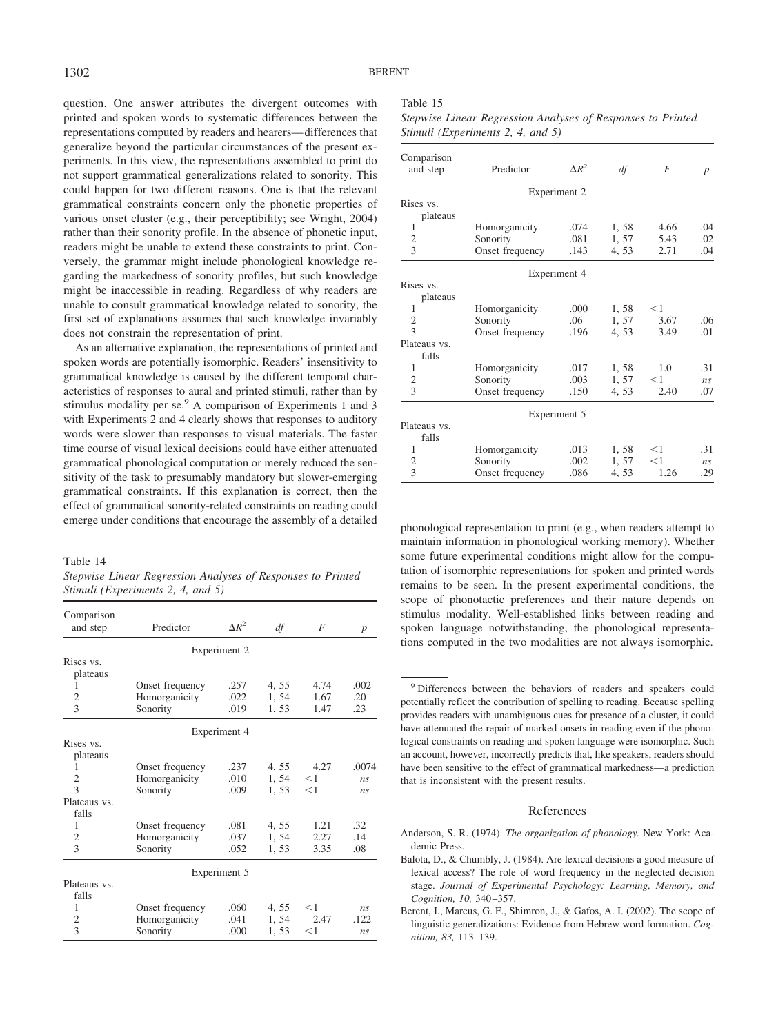question. One answer attributes the divergent outcomes with printed and spoken words to systematic differences between the representations computed by readers and hearers—differences that generalize beyond the particular circumstances of the present experiments. In this view, the representations assembled to print do not support grammatical generalizations related to sonority. This could happen for two different reasons. One is that the relevant grammatical constraints concern only the phonetic properties of various onset cluster (e.g., their perceptibility; see Wright, 2004) rather than their sonority profile. In the absence of phonetic input, readers might be unable to extend these constraints to print. Conversely, the grammar might include phonological knowledge regarding the markedness of sonority profiles, but such knowledge might be inaccessible in reading. Regardless of why readers are unable to consult grammatical knowledge related to sonority, the first set of explanations assumes that such knowledge invariably does not constrain the representation of print.

As an alternative explanation, the representations of printed and spoken words are potentially isomorphic. Readers' insensitivity to grammatical knowledge is caused by the different temporal characteristics of responses to aural and printed stimuli, rather than by stimulus modality per se.[9] A comparison of Experiments 1 and 3 with Experiments 2 and 4 clearly shows that responses to auditory words were slower than responses to visual materials. The faster time course of visual lexical decisions could have either attenuated grammatical phonological computation or merely reduced the sensitivity of the task to presumably mandatory but slower-emerging grammatical constraints. If this explanation is correct, then the effect of grammatical sonority-related constraints on reading could emerge under conditions that encourage the assembly of a detailed phonological representation to print (e.g., when readers attempt to maintain information in phonological working memory). Whether some future experimental conditions might allow for the computation of isomorphic representations for spoken and printed words remains to be seen. In the present experimental conditions, the scope of phonotactic preferences and their nature depends on stimulus modality. Well-established links between reading and spoken language notwithstanding, the phonological representations computed in the two modalities are not always isomorphic.

Table 14
*Stepwise Linear Regression Analyses of Responses to Printed Stimuli (Experiments 2, 4, and 5)*

| Comparison and step | Predictor | $\Delta R^2$ | *df* | *F* | *p* |
|---|---|---|---|---|---|
| | | Experiment 2 | | | |
| Rises vs. plateaus | | | | | |
| 1 | Onset frequency | .257 | 4, 55 | 4.74 | .002 |
| 2 | Homorganicity | .022 | 1, 54 | 1.67 | .20 |
| 3 | Sonority | .019 | 1, 53 | 1.47 | .23 |
| | | Experiment 4 | | | |
| Rises vs. plateaus | | | | | |
| 1 | Onset frequency | .237 | 4, 55 | 4.27 | .0074 |
| 2 | Homorganicity | .010 | 1, 54 | <1 | *ns* |
| 3 | Sonority | .009 | 1, 53 | <1 | *ns* |
| Plateaus vs. falls | | | | | |
| 1 | Onset frequency | .081 | 4, 55 | 1.21 | .32 |
| 2 | Homorganicity | .037 | 1, 54 | 2.27 | .14 |
| 3 | Sonority | .052 | 1, 53 | 3.35 | .08 |
| | | Experiment 5 | | | |
| Plateaus vs. falls | | | | | |
| 1 | Onset frequency | .060 | 4, 55 | <1 | *ns* |
| 2 | Homorganicity | .041 | 1, 54 | 2.47 | .122 |
| 3 | Sonority | .000 | 1, 53 | <1 | *ns* |

Table 15
*Stepwise Linear Regression Analyses of Responses to Printed Stimuli (Experiments 2, 4, and 5)*

| Comparison and step | Predictor | $\Delta R^2$ | *df* | *F* | *p* |
|---|---|---|---|---|---|
| | | Experiment 2 | | | |
| Rises vs. plateaus | | | | | |
| 1 | Homorganicity | .074 | 1, 58 | 4.66 | .04 |
| 2 | Sonority | .081 | 1, 57 | 5.43 | .02 |
| 3 | Onset frequency | .143 | 4, 53 | 2.71 | .04 |
| | | Experiment 4 | | | |
| Rises vs. plateaus | | | | | |
| 1 | Homorganicity | .000 | 1, 58 | <1 | |
| 2 | Sonority | .06 | 1, 57 | 3.67 | .06 |
| 3 | Onset frequency | .196 | 4, 53 | 3.49 | .01 |
| Plateaus vs. falls | | | | | |
| 1 | Homorganicity | .017 | 1, 58 | 1.0 | .31 |
| 2 | Sonority | .003 | 1, 57 | <1 | *ns* |
| 3 | Onset frequency | .150 | 4, 53 | 2.40 | .07 |
| | | Experiment 5 | | | |
| Plateaus vs. falls | | | | | |
| 1 | Homorganicity | .013 | 1, 58 | <1 | .31 |
| 2 | Sonority | .002 | 1, 57 | <1 | *ns* |
| 3 | Onset frequency | .086 | 4, 53 | 1.26 | .29 |

[9] Differences between the behaviors of readers and speakers could potentially reflect the contribution of spelling to reading. Because spelling provides readers with unambiguous cues for presence of a cluster, it could have attenuated the repair of marked onsets in reading even if the phonological constraints on reading and spoken language were isomorphic. Such an account, however, incorrectly predicts that, like speakers, readers should have been sensitive to the effect of grammatical markedness—a prediction that is inconsistent with the present results.

## References

Anderson, S. R. (1974). *The organization of phonology.* New York: Academic Press.

Balota, D., & Chumbly, J. (1984). Are lexical decisions a good measure of lexical access? The role of word frequency in the neglected decision stage. *Journal of Experimental Psychology: Learning, Memory, and Cognition, 10,* 340–357.

Berent, I., Marcus, G. F., Shimron, J., & Gafos, A. I. (2002). The scope of linguistic generalizations: Evidence from Hebrew word formation. *Cognition, 83,* 113–139.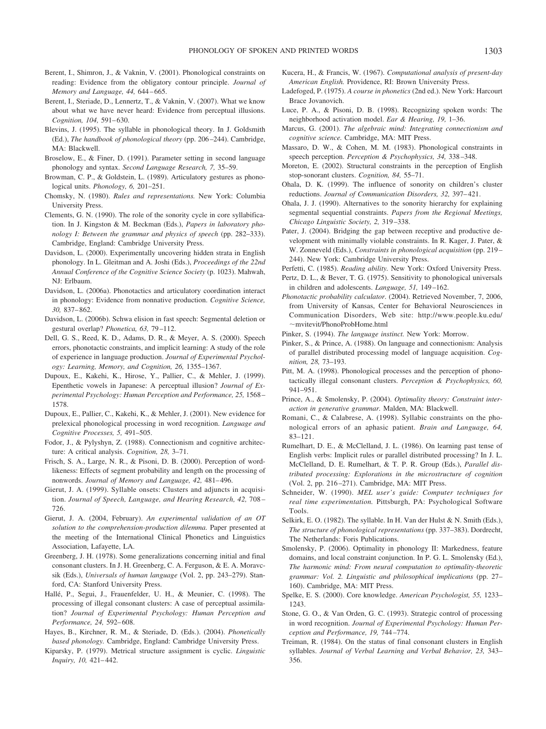Berent, I., Shimron, J., & Vaknin, V. (2001). Phonological constraints on reading: Evidence from the obligatory contour principle. *Journal of Memory and Language, 44,* 644–665.

Berent, I., Steriade, D., Lennertz, T., & Vaknin, V. (2007). What we know about what we have never heard: Evidence from perceptual illusions. *Cognition, 104,* 591–630.

Blevins, J. (1995). The syllable in phonological theory. In J. Goldsmith (Ed.), *The handbook of phonological theory* (pp. 206–244). Cambridge, MA: Blackwell.

Broselow, E., & Finer, D. (1991). Parameter setting in second language phonology and syntax. *Second Language Research, 7,* 35–59.

Browman, C. P., & Goldstein, L. (1989). Articulatory gestures as phonological units. *Phonology, 6,* 201–251.

Chomsky, N. (1980). *Rules and representations.* New York: Columbia University Press.

Clements, G. N. (1990). The role of the sonority cycle in core syllabification. In J. Kingston & M. Beckman (Eds.), *Papers in laboratory phonology I: Between the grammar and physics of speech* (pp. 282–333). Cambridge, England: Cambridge University Press.

Davidson, L. (2000). Experimentally uncovering hidden strata in English phonology. In L. Gleitman and A. Joshi (Eds.), *Proceedings of the 22nd Annual Conference of the Cognitive Science Society* (p. 1023). Mahwah, NJ: Erlbaum.

Davidson, L. (2006a). Phonotactics and articulatory coordination interact in phonology: Evidence from nonnative production. *Cognitive Science, 30,* 837–862.

Davidson, L. (2006b). Schwa elision in fast speech: Segmental deletion or gestural overlap? *Phonetica, 63,* 79–112.

Dell, G. S., Reed, K. D., Adams, D. R., & Meyer, A. S. (2000). Speech errors, phonotactic constraints, and implicit learning: A study of the role of experience in language production. *Journal of Experimental Psychology: Learning, Memory, and Cognition, 26,* 1355–1367.

Dupoux, E., Kakehi, K., Hirose, Y., Pallier, C., & Mehler, J. (1999). Epenthetic vowels in Japanese: A perceptual illusion? *Journal of Experimental Psychology: Human Perception and Performance, 25,* 1568–1578.

Dupoux, E., Pallier, C., Kakehi, K., & Mehler, J. (2001). New evidence for prelexical phonological processing in word recognition. *Language and Cognitive Processes, 5,* 491–505.

Fodor, J., & Pylyshyn, Z. (1988). Connectionism and cognitive architecture: A critical analysis. *Cognition, 28,* 3–71.

Frisch, S. A., Large, N. R., & Pisoni, D. B. (2000). Perception of wordlikeness: Effects of segment probability and length on the processing of nonwords. *Journal of Memory and Language, 42,* 481–496.

Gierut, J. A. (1999). Syllable onsets: Clusters and adjuncts in acquisition. *Journal of Speech, Language, and Hearing Research, 42,* 708–726.

Gierut, J. A. (2004, February). *An experimental validation of an OT solution to the comprehension-production dilemma.* Paper presented at the meeting of the International Clinical Phonetics and Linguistics Association, Lafayette, LA.

Greenberg, J. H. (1978). Some generalizations concerning initial and final consonant clusters. In J. H. Greenberg, C. A. Ferguson, & E. A. Moravcsik (Eds.), *Universals of human language* (Vol. 2, pp. 243–279). Stanford, CA: Stanford University Press.

Hallé, P., Segui, J., Frauenfelder, U. H., & Meunier, C. (1998). The processing of illegal consonant clusters: A case of perceptual assimilation? *Journal of Experimental Psychology: Human Perception and Performance, 24,* 592–608.

Hayes, B., Kirchner, R. M., & Steriade, D. (Eds.). (2004). *Phonetically based phonology.* Cambridge, England: Cambridge University Press.

Kiparsky, P. (1979). Metrical structure assignment is cyclic. *Linguistic Inquiry, 10,* 421–442.

Kucera, H., & Francis, W. (1967). *Computational analysis of present-day American English.* Providence, RI: Brown University Press.

Ladefoged, P. (1975). *A course in phonetics* (2nd ed.). New York: Harcourt Brace Jovanovich.

Luce, P. A., & Pisoni, D. B. (1998). Recognizing spoken words: The neighborhood activation model. *Ear & Hearing, 19,* 1–36.

Marcus, G. (2001). *The algebraic mind: Integrating connectionism and cognitive science.* Cambridge, MA: MIT Press.

Massaro, D. W., & Cohen, M. M. (1983). Phonological constraints in speech perception. *Perception & Psychophysics, 34,* 338–348.

Moreton, E. (2002). Structural constraints in the perception of English stop-sonorant clusters. *Cognition, 84,* 55–71.

Ohala, D. K. (1999). The influence of sonority on children's cluster reductions. *Journal of Communication Disorders, 32,* 397–421.

Ohala, J. J. (1990). Alternatives to the sonority hierarchy for explaining segmental sequential constraints. *Papers from the Regional Meetings, Chicago Linguistic Society, 2,* 319–338.

Pater, J. (2004). Bridging the gap between receptive and productive development with minimally violable constraints. In R. Kager, J. Pater, & W. Zonneveld (Eds.), *Constraints in phonological acquisition* (pp. 219–244). New York: Cambridge University Press.

Perfetti, C. (1985). *Reading ability.* New York: Oxford University Press.

Pertz, D. L., & Bever, T. G. (1975). Sensitivity to phonological universals in children and adolescents. *Language, 51,* 149–162.

*Phonotactic probability calculator.* (2004). Retrieved November, 7, 2006, from University of Kansas, Center for Behavioral Neurosciences in Communication Disorders, Web site: http://www.people.ku.edu/~mvitevit/PhonoProbHome.html

Pinker, S. (1994). *The language instinct.* New York: Morrow.

Pinker, S., & Prince, A. (1988). On language and connectionism: Analysis of parallel distributed processing model of language acquisition. *Cognition, 28,* 73–193.

Pitt, M. A. (1998). Phonological processes and the perception of phonotactically illegal consonant clusters. *Perception & Psychophysics, 60,* 941–951.

Prince, A., & Smolensky, P. (2004). *Optimality theory: Constraint interaction in generative grammar.* Malden, MA: Blackwell.

Romani, C., & Calabrese, A. (1998). Syllabic constraints on the phonological errors of an aphasic patient. *Brain and Language, 64,* 83–121.

Rumelhart, D. E., & McClelland, J. L. (1986). On learning past tense of English verbs: Implicit rules or parallel distributed processing? In J. L. McClelland, D. E. Rumelhart, & T. P. R. Group (Eds.), *Parallel distributed processing: Explorations in the microstructure of cognition* (Vol. 2, pp. 216–271). Cambridge, MA: MIT Press.

Schneider, W. (1990). *MEL user's guide: Computer techniques for real time experimentation.* Pittsburgh, PA: Psychological Software Tools.

Selkirk, E. O. (1982). The syllable. In H. Van der Hulst & N. Smith (Eds.), *The structure of phonological representations* (pp. 337–383). Dordrecht, The Netherlands: Foris Publications.

Smolensky, P. (2006). Optimality in phonology II: Markedness, feature domains, and local constraint conjunction. In P. G. L. Smolensky (Ed.), *The harmonic mind: From neural computation to optimality-theoretic grammar: Vol. 2. Linguistic and philosophical implications* (pp. 27–160). Cambridge, MA: MIT Press.

Spelke, E. S. (2000). Core knowledge. *American Psychologist, 55,* 1233–1243.

Stone, G. O., & Van Orden, G. C. (1993). Strategic control of processing in word recognition. *Journal of Experimental Psychology: Human Perception and Performance, 19,* 744–774.

Treiman, R. (1984). On the status of final consonant clusters in English syllables. *Journal of Verbal Learning and Verbal Behavior, 23,* 343–356.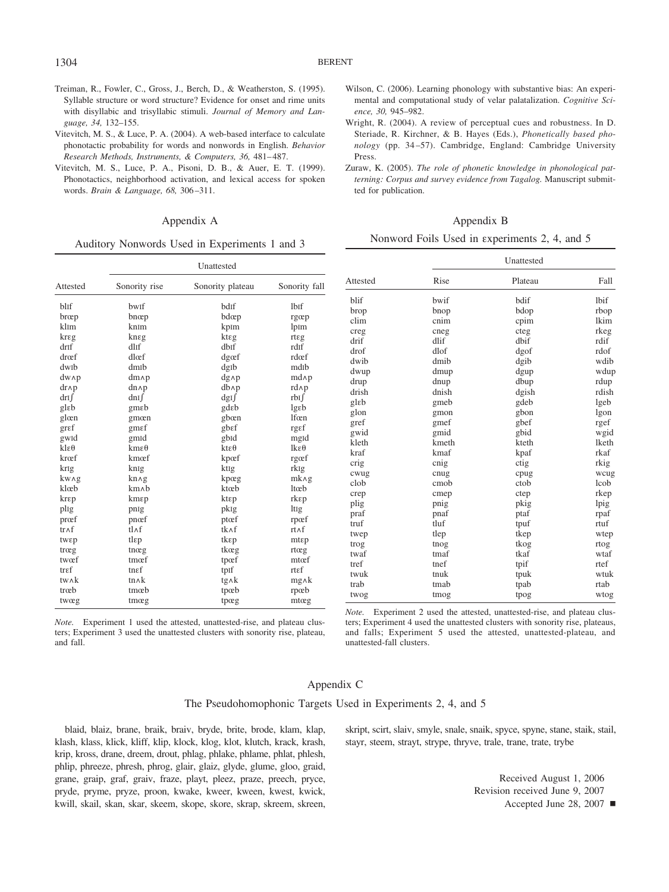Treiman, R., Fowler, C., Gross, J., Berch, D., & Weatherston, S. (1995). Syllable structure or word structure? Evidence for onset and rime units with disyllabic and trisyllabic stimuli. *Journal of Memory and Language, 34,* 132–155.

Vitevitch, M. S., & Luce, P. A. (2004). A web-based interface to calculate phonotactic probability for words and nonwords in English. *Behavior Research Methods, Instruments, & Computers, 36,* 481–487.

Vitevitch, M. S., Luce, P. A., Pisoni, D. B., & Auer, E. T. (1999). Phonotactics, neighborhood activation, and lexical access for spoken words. *Brain & Language, 68,* 306–311.

Wilson, C. (2006). Learning phonology with substantive bias: An experimental and computational study of velar palatalization. *Cognitive Science, 30,* 945–982.

Wright, R. (2004). A review of perceptual cues and robustness. In D. Steriade, R. Kirchner, & B. Hayes (Eds.), *Phonetically based phonology* (pp. 34–57). Cambridge, England: Cambridge University Press.

Zuraw, K. (2005). *The role of phonetic knowledge in phonological patterning: Corpus and survey evidence from Tagalog.* Manuscript submitted for publication.

## Appendix A

### Auditory Nonwords Used in Experiments 1 and 3

| | Unattested | | |
|---|---|---|---|
| Attested | Sonority rise | Sonority plateau | Sonority fall |
| blɪf | bwɪf | bdɪf | lbɪf |
| brœp | bnœp | bdœp | rgœp |
| klɪm | knɪm | kpɪm | lpɪm |
| krɛg | knɛg | ktɛg | rtɛg |
| drɪf | dlɪf | dbɪf | rdɪf |
| drœf | dlœf | dgœf | rdœf |
| dwɪb | dmɪb | dgɪb | mdɪb |
| dwʌp | dmʌp | dgʌp | mdʌp |
| drʌp | dnʌp | dbʌp | rdʌp |
| drɪʃ | dnɪʃ | dgɪʃ | rbɪʃ |
| glɛb | gmɛb | gdɛb | lgɛb |
| glœn | gmœn | gbœn | lfœn |
| grɛf | gmɛf | gbɛf | rgɛf |
| gwɪd | gmɪd | gbɪd | mgɪd |
| klɛθ | kmɛθ | ktɛθ | lkɛθ |
| krœf | kmœf | kpœf | rgœf |
| krɪg | knɪg | ktɪg | rkɪg |
| kwʌg | knʌg | kpœg | mkʌg |
| klœb | kmʌb | ktœb | ltœb |
| krɛp | kmɛp | ktɛp | rkɛp |
| plɪg | pnɪg | pkɪg | ltɪg |
| prœf | pnœf | ptœf | rpœf |
| trʌf | tlʌf | tkʌf | rtʌf |
| twɛp | tlɛp | tkɛp | mtɛp |
| trœg | tnœg | tkœg | rtœg |
| twœf | tmœf | tpœf | mtœf |
| trɛf | tnɛf | tpɪf | rtɛf |
| twʌk | tnʌk | tgʌk | mgʌk |
| trœb | tmœb | tpœb | rpœb |
| twœg | tmœg | tpœg | mtœg |

*Note.* Experiment 1 used the attested, unattested-rise, and plateau clusters; Experiment 3 used the unattested clusters with sonority rise, plateau, and fall.

## Appendix B

### Nonword Foils Used in ɛxperiments 2, 4, and 5

| | Unattested | | |
|---|---|---|---|
| Attested | Rise | Plateau | Fall |
| blif | bwif | bdif | lbif |
| brop | bnop | bdop | rbop |
| clim | cnim | cpim | lkim |
| creg | cneg | cteg | rkeg |
| drif | dlif | dbif | rdif |
| drof | dlof | dgof | rdof |
| dwib | dmib | dgib | wdib |
| dwup | dmup | dgup | wdup |
| drup | dnup | dbup | rdup |
| drish | dnish | dgish | rdish |
| gleb | gmeb | gdeb | lgeb |
| glon | gmon | gbon | lgon |
| gref | gmef | gbef | rgef |
| gwid | gmid | gbid | wgid |
| kleth | kmeth | kteth | lketh |
| kraf | kmaf | kpaf | rkaf |
| crig | cnig | ctig | rkig |
| cwug | cnug | cpug | wcug |
| clob | cmob | ctob | lcob |
| crep | cmep | ctep | rkep |
| plig | pnig | pkig | lpig |
| praf | pnaf | ptaf | rpaf |
| truf | tluf | tpuf | rtuf |
| twep | tlep | tkep | wtep |
| trog | tnog | tkog | rtog |
| twaf | tmaf | tkaf | wtaf |
| tref | tnef | tpif | rtef |
| twuk | tnuk | tpuk | wtuk |
| trab | tmab | tpab | rtab |
| twog | tmog | tpog | wtog |

*Note.* Experiment 2 used the attested, unattested-rise, and plateau clusters; Experiment 4 used the unattested clusters with sonority rise, plateaus, and falls; Experiment 5 used the attested, unattested-plateau, and unattested-fall clusters.

## Appendix C

### The Pseudohomophonic Targets Used in Experiments 2, 4, and 5

blaid, blaiz, brane, braik, braiv, bryde, brite, brode, klam, klap, klash, klass, klick, kliff, klip, klock, klog, klot, klutch, krack, krash, krip, kross, drane, dreem, drout, phlag, phlake, phlame, phlat, phlesh, phlip, phreeze, phresh, phrog, glair, glaiz, glyde, glume, gloo, graid, grane, graip, graf, graiv, fraze, playt, pleez, praze, preech, pryce, pryde, pryme, pryze, proon, kwake, kweer, kween, kwest, kwick, kwill, skail, skan, skar, skeem, skope, skore, skrap, skreem, skreen, skript, scirt, slaiv, smyle, snale, snaik, spyce, spyne, stane, staik, stail, stayr, steem, strayt, strype, thryve, trale, trane, trate, trybe

Received August 1, 2006  
Revision received June 9, 2007  
Accepted June 28, 2007 ■